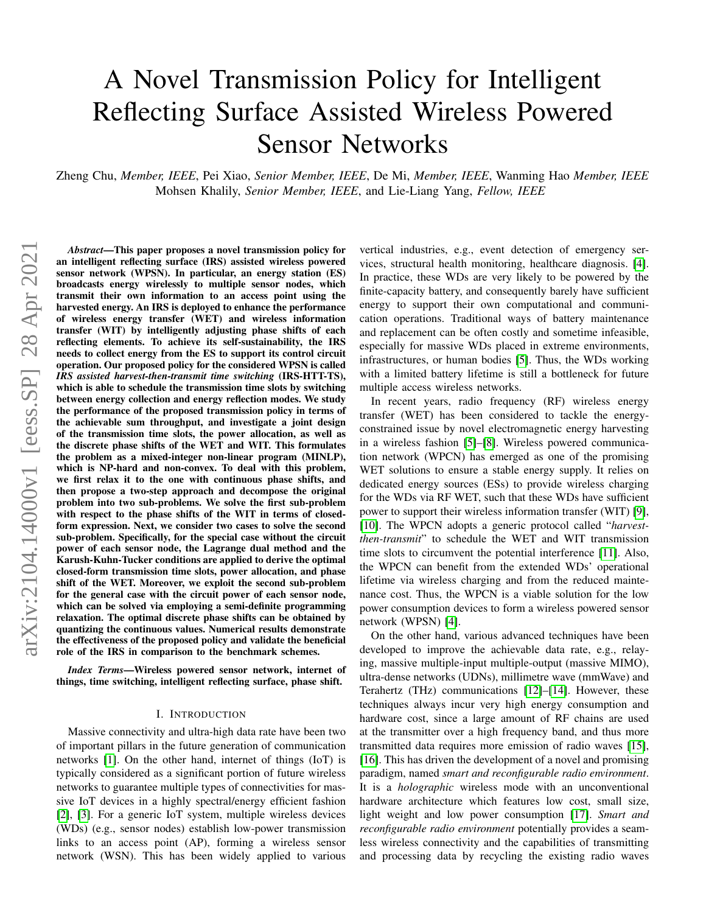# A Novel Transmission Policy for Intelligent Reflecting Surface Assisted Wireless Powered Sensor Networks

Zheng Chu, *Member, IEEE*, Pei Xiao, *Senior Member, IEEE*, De Mi, *Member, IEEE*, Wanming Hao *Member, IEEE* Mohsen Khalily, *Senior Member, IEEE*, and Lie-Liang Yang, *Fellow, IEEE*

***Abstract*—This paper proposes a novel transmission policy for an intelligent reflecting surface (IRS) assisted wireless powered sensor network (WPSN). In particular, an energy station (ES) broadcasts energy wirelessly to multiple sensor nodes, which transmit their own information to an access point using the harvested energy. An IRS is deployed to enhance the performance of wireless energy transfer (WET) and wireless information transfer (WIT) by intelligently adjusting phase shifts of each reflecting elements. To achieve its self-sustainability, the IRS needs to collect energy from the ES to support its control circuit operation. Our proposed policy for the considered WPSN is called *IRS assisted harvest-then-transmit time switching* (IRS-HTT-TS), which is able to schedule the transmission time slots by switching between energy collection and energy reflection modes. We study the performance of the proposed transmission policy in terms of the achievable sum throughput, and investigate a joint design of the transmission time slots, the power allocation, as well as the discrete phase shifts of the WET and WIT. This formulates the problem as a mixed-integer non-linear program (MINLP), which is NP-hard and non-convex. To deal with this problem, we first relax it to the one with continuous phase shifts, and then propose a two-step approach and decompose the original problem into two sub-problems. We solve the first sub-problem with respect to the phase shifts of the WIT in terms of closed-form expression. Next, we consider two cases to solve the second sub-problem. Specifically, for the special case without the circuit power of each sensor node, the Lagrange dual method and the Karush-Kuhn-Tucker conditions are applied to derive the optimal closed-form transmission time slots, power allocation, and phase shift of the WET. Moreover, we exploit the second sub-problem for the general case with the circuit power of each sensor node, which can be solved via employing a semi-definite programming relaxation. The optimal discrete phase shifts can be obtained by quantizing the continuous values. Numerical results demonstrate the effectiveness of the proposed policy and validate the beneficial role of the IRS in comparison to the benchmark schemes.**

***Index Terms*—Wireless powered sensor network, internet of things, time switching, intelligent reflecting surface, phase shift.**

## I. Introduction

Massive connectivity and ultra-high data rate have been two of important pillars in the future generation of communication networks [1]. On the other hand, internet of things (IoT) is typically considered as a significant portion of future wireless networks to guarantee multiple types of connectivities for massive IoT devices in a highly spectral/energy efficient fashion [2], [3]. For a generic IoT system, multiple wireless devices (WDs) (e.g., sensor nodes) establish low-power transmission links to an access point (AP), forming a wireless sensor network (WSN). This has been widely applied to various vertical industries, e.g., event detection of emergency services, structural health monitoring, healthcare diagnosis. [4]. In practice, these WDs are very likely to be powered by the finite-capacity battery, and consequently barely have sufficient energy to support their own computational and communication operations. Traditional ways of battery maintenance and replacement can be often costly and sometime infeasible, especially for massive WDs placed in extreme environments, infrastructures, or human bodies [5]. Thus, the WDs working with a limited battery lifetime is still a bottleneck for future multiple access wireless networks.

In recent years, radio frequency (RF) wireless energy transfer (WET) has been considered to tackle the energy-constrained issue by novel electromagnetic energy harvesting in a wireless fashion [5]–[8]. Wireless powered communication network (WPCN) has emerged as one of the promising WET solutions to ensure a stable energy supply. It relies on dedicated energy sources (ESs) to provide wireless charging for the WDs via RF WET, such that these WDs have sufficient power to support their wireless information transfer (WIT) [9], [10]. The WPCN adopts a generic protocol called "*harvest-then-transmit*" to schedule the WET and WIT transmission time slots to circumvent the potential interference [11]. Also, the WPCN can benefit from the extended WDs' operational lifetime via wireless charging and from the reduced maintenance cost. Thus, the WPCN is a viable solution for the low power consumption devices to form a wireless powered sensor network (WPSN) [4].

On the other hand, various advanced techniques have been developed to improve the achievable data rate, e.g., relaying, massive multiple-input multiple-output (massive MIMO), ultra-dense networks (UDNs), millimetre wave (mmWave) and Terahertz (THz) communications [12]–[14]. However, these techniques always incur very high energy consumption and hardware cost, since a large amount of RF chains are used at the transmitter over a high frequency band, and thus more transmitted data requires more emission of radio waves [15], [16]. This has driven the development of a novel and promising paradigm, named *smart and reconfigurable radio environment*. It is a *holographic* wireless mode with an unconventional hardware architecture which features low cost, small size, light weight and low power consumption [17]. *Smart and reconfigurable radio environment* potentially provides a seamless wireless connectivity and the capabilities of transmitting and processing data by recycling the existing radio waves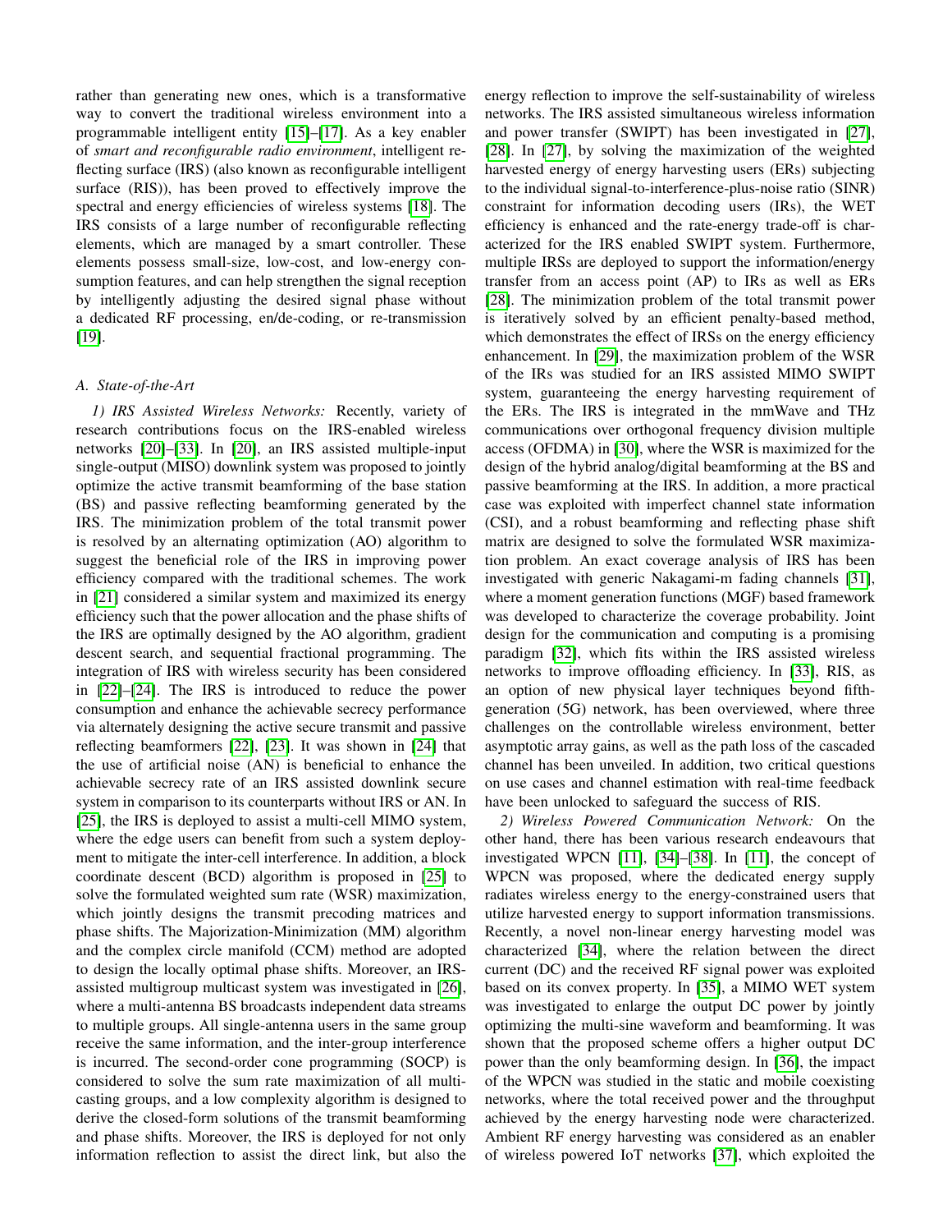rather than generating new ones, which is a transformative way to convert the traditional wireless environment into a programmable intelligent entity [15]–[17]. As a key enabler of *smart and reconfigurable radio environment*, intelligent reflecting surface (IRS) (also known as reconfigurable intelligent surface (RIS)), has been proved to effectively improve the spectral and energy efficiencies of wireless systems [18]. The IRS consists of a large number of reconfigurable reflecting elements, which are managed by a smart controller. These elements possess small-size, low-cost, and low-energy consumption features, and can help strengthen the signal reception by intelligently adjusting the desired signal phase without a dedicated RF processing, en/de-coding, or re-transmission [19].

### *A. State-of-the-Art*

*1) IRS Assisted Wireless Networks:* Recently, variety of research contributions focus on the IRS-enabled wireless networks [20]–[33]. In [20], an IRS assisted multiple-input single-output (MISO) downlink system was proposed to jointly optimize the active transmit beamforming of the base station (BS) and passive reflecting beamforming generated by the IRS. The minimization problem of the total transmit power is resolved by an alternating optimization (AO) algorithm to suggest the beneficial role of the IRS in improving power efficiency compared with the traditional schemes. The work in [21] considered a similar system and maximized its energy efficiency such that the power allocation and the phase shifts of the IRS are optimally designed by the AO algorithm, gradient descent search, and sequential fractional programming. The integration of IRS with wireless security has been considered in [22]–[24]. The IRS is introduced to reduce the power consumption and enhance the achievable secrecy performance via alternately designing the active secure transmit and passive reflecting beamformers [22], [23]. It was shown in [24] that the use of artificial noise (AN) is beneficial to enhance the achievable secrecy rate of an IRS assisted downlink secure system in comparison to its counterparts without IRS or AN. In [25], the IRS is deployed to assist a multi-cell MIMO system, where the edge users can benefit from such a system deployment to mitigate the inter-cell interference. In addition, a block coordinate descent (BCD) algorithm is proposed in [25] to solve the formulated weighted sum rate (WSR) maximization, which jointly designs the transmit precoding matrices and phase shifts. The Majorization-Minimization (MM) algorithm and the complex circle manifold (CCM) method are adopted to design the locally optimal phase shifts. Moreover, an IRS-assisted multigroup multicast system was investigated in [26], where a multi-antenna BS broadcasts independent data streams to multiple groups. All single-antenna users in the same group receive the same information, and the inter-group interference is incurred. The second-order cone programming (SOCP) is considered to solve the sum rate maximization of all multicasting groups, and a low complexity algorithm is designed to derive the closed-form solutions of the transmit beamforming and phase shifts. Moreover, the IRS is deployed for not only information reflection to assist the direct link, but also the energy reflection to improve the self-sustainability of wireless networks. The IRS assisted simultaneous wireless information and power transfer (SWIPT) has been investigated in [27], [28]. In [27], by solving the maximization of the weighted harvested energy of energy harvesting users (ERs) subjecting to the individual signal-to-interference-plus-noise ratio (SINR) constraint for information decoding users (IRs), the WET efficiency is enhanced and the rate-energy trade-off is characterized for the IRS enabled SWIPT system. Furthermore, multiple IRSs are deployed to support the information/energy transfer from an access point (AP) to IRs as well as ERs [28]. The minimization problem of the total transmit power is iteratively solved by an efficient penalty-based method, which demonstrates the effect of IRSs on the energy efficiency enhancement. In [29], the maximization problem of the WSR of the IRs was studied for an IRS assisted MIMO SWIPT system, guaranteeing the energy harvesting requirement of the ERs. The IRS is integrated in the mmWave and THz communications over orthogonal frequency division multiple access (OFDMA) in [30], where the WSR is maximized for the design of the hybrid analog/digital beamforming at the BS and passive beamforming at the IRS. In addition, a more practical case was exploited with imperfect channel state information (CSI), and a robust beamforming and reflecting phase shift matrix are designed to solve the formulated WSR maximization problem. An exact coverage analysis of IRS has been investigated with generic Nakagami-m fading channels [31], where a moment generation functions (MGF) based framework was developed to characterize the coverage probability. Joint design for the communication and computing is a promising paradigm [32], which fits within the IRS assisted wireless networks to improve offloading efficiency. In [33], RIS, as an option of new physical layer techniques beyond fifth-generation (5G) network, has been overviewed, where three challenges on the controllable wireless environment, better asymptotic array gains, as well as the path loss of the cascaded channel has been unveiled. In addition, two critical questions on use cases and channel estimation with real-time feedback have been unlocked to safeguard the success of RIS.

*2) Wireless Powered Communication Network:* On the other hand, there has been various research endeavours that investigated WPCN [11], [34]–[38]. In [11], the concept of WPCN was proposed, where the dedicated energy supply radiates wireless energy to the energy-constrained users that utilize harvested energy to support information transmissions. Recently, a novel non-linear energy harvesting model was characterized [34], where the relation between the direct current (DC) and the received RF signal power was exploited based on its convex property. In [35], a MIMO WET system was investigated to enlarge the output DC power by jointly optimizing the multi-sine waveform and beamforming. It was shown that the proposed scheme offers a higher output DC power than the only beamforming design. In [36], the impact of the WPCN was studied in the static and mobile coexisting networks, where the total received power and the throughput achieved by the energy harvesting node were characterized. Ambient RF energy harvesting was considered as an enabler of wireless powered IoT networks [37], which exploited the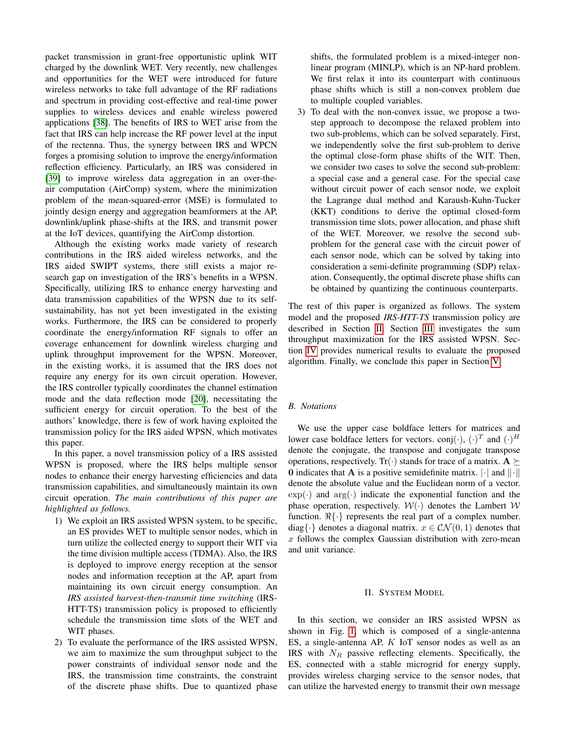packet transmission in grant-free opportunistic uplink WIT charged by the downlink WET. Very recently, new challenges and opportunities for the WET were introduced for future wireless networks to take full advantage of the RF radiations and spectrum in providing cost-effective and real-time power supplies to wireless devices and enable wireless powered applications [38]. The benefits of IRS to WET arise from the fact that IRS can help increase the RF power level at the input of the rectenna. Thus, the synergy between IRS and WPCN forges a promising solution to improve the energy/information reflection efficiency. Particularly, an IRS was considered in [39] to improve wireless data aggregation in an over-the-air computation (AirComp) system, where the minimization problem of the mean-squared-error (MSE) is formulated to jointly design energy and aggregation beamformers at the AP, downlink/uplink phase-shifts at the IRS, and transmit power at the IoT devices, quantifying the AirComp distortion.

Although the existing works made variety of research contributions in the IRS aided wireless networks, and the IRS aided SWIPT systems, there still exists a major research gap on investigation of the IRS's benefits in a WPSN. Specifically, utilizing IRS to enhance energy harvesting and data transmission capabilities of the WPSN due to its self-sustainability, has not yet been investigated in the existing works. Furthermore, the IRS can be considered to properly coordinate the energy/information RF signals to offer an coverage enhancement for downlink wireless charging and uplink throughput improvement for the WPSN. Moreover, in the existing works, it is assumed that the IRS does not require any energy for its own circuit operation. However, the IRS controller typically coordinates the channel estimation mode and the data reflection mode [20], necessitating the sufficient energy for circuit operation. To the best of the authors' knowledge, there is few of work having exploited the transmission policy for the IRS aided WPSN, which motivates this paper.

In this paper, a novel transmission policy of a IRS assisted WPSN is proposed, where the IRS helps multiple sensor nodes to enhance their energy harvesting efficiencies and data transmission capabilities, and simultaneously maintain its own circuit operation. *The main contributions of this paper are highlighted as follows.*

1) We exploit an IRS assisted WPSN system, to be specific, an ES provides WET to multiple sensor nodes, which in turn utilize the collected energy to support their WIT via the time division multiple access (TDMA). Also, the IRS is deployed to improve energy reception at the sensor nodes and information reception at the AP, apart from maintaining its own circuit energy consumption. An *IRS assisted harvest-then-transmit time switching* (IRS-HTT-TS) transmission policy is proposed to efficiently schedule the transmission time slots of the WET and WIT phases.
2) To evaluate the performance of the IRS assisted WPSN, we aim to maximize the sum throughput subject to the power constraints of individual sensor node and the IRS, the transmission time constraints, the constraint of the discrete phase shifts. Due to quantized phase shifts, the formulated problem is a mixed-integer nonlinear program (MINLP), which is an NP-hard problem. We first relax it into its counterpart with continuous phase shifts which is still a non-convex problem due to multiple coupled variables.
3) To deal with the non-convex issue, we propose a two-step approach to decompose the relaxed problem into two sub-problems, which can be solved separately. First, we independently solve the first sub-problem to derive the optimal close-form phase shifts of the WIT. Then, we consider two cases to solve the second sub-problem: a special case and a general case. For the special case without circuit power of each sensor node, we exploit the Lagrange dual method and Karaush-Kuhn-Tucker (KKT) conditions to derive the optimal closed-form transmission time slots, power allocation, and phase shift of the WET. Moreover, we resolve the second sub-problem for the general case with the circuit power of each sensor node, which can be solved by taking into consideration a semi-definite programming (SDP) relaxation. Consequently, the optimal discrete phase shifts can be obtained by quantizing the continuous counterparts.

The rest of this paper is organized as follows. The system model and the proposed ***IRS-HTT-TS*** transmission policy are described in Section II. Section III investigates the sum throughput maximization for the IRS assisted WPSN. Section IV provides numerical results to evaluate the proposed algorithm. Finally, we conclude this paper in Section V.

### B. Notations

We use the upper case boldface letters for matrices and lower case boldface letters for vectors. $\text{conj}(\cdot)$, $(\cdot)^T$ and $(\cdot)^H$ denote the conjugate, the transpose and conjugate transpose operations, respectively. $\text{Tr}(\cdot)$ stands for trace of a matrix. $\mathbf{A} \succeq \mathbf{0}$ indicates that $\mathbf{A}$ is a positive semidefinite matrix. $|\cdot|$ and $\|\cdot\|$ denote the absolute value and the Euclidean norm of a vector. $\exp(\cdot)$ and $\arg(\cdot)$ indicate the exponential function and the phase operation, respectively. $\mathcal{W}(\cdot)$ denotes the Lambert $\mathcal{W}$ function. $\Re\{\cdot\}$ represents the real part of a complex number. $\text{diag}\{\cdot\}$ denotes a diagonal matrix. $x \in \mathcal{CN}(0, 1)$ denotes that $x$ follows the complex Gaussian distribution with zero-mean and unit variance.

## II. System Model

In this section, we consider an IRS assisted WPSN as shown in Fig. 1, which is composed of a single-antenna ES, a single-antenna AP, $K$ IoT sensor nodes as well as an IRS with $N_R$ passive reflecting elements. Specifically, the ES, connected with a stable microgrid for energy supply, provides wireless charging service to the sensor nodes, that can utilize the harvested energy to transmit their own message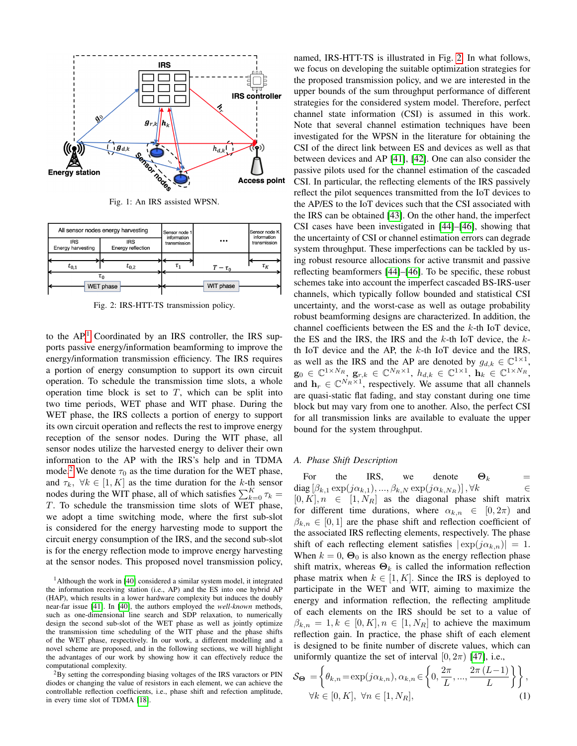Fig. 1: An IRS assisted WPSN.

Fig. 2: IRS-HTT-TS transmission policy.

to the AP.[1] Coordinated by an IRS controller, the IRS supports passive energy/information beamforming to improve the energy/information transmission efficiency. The IRS requires a portion of energy consumption to support its own circuit operation. To schedule the transmission time slots, a whole operation time block is set to $T$, which can be split into two time periods, WET phase and WIT phase. During the WET phase, the IRS collects a portion of energy to support its own circuit operation and reflects the rest to improve energy reception of the sensor nodes. During the WIT phase, all sensor nodes utilize the harvested energy to deliver their own information to the AP with the IRS's help and in TDMA mode.[2] We denote $\tau_0$ as the time duration for the WET phase, and $\tau_k$, $\forall k \in [1, K]$ as the time duration for the $k$-th sensor nodes during the WIT phase, all of which satisfies $\sum_{k=0}^{K} \tau_k = T$. To schedule the transmission time slots of WET phase, we adopt a time switching mode, where the first sub-slot is considered for the energy harvesting mode to support the circuit energy consumption of the IRS, and the second sub-slot is for the energy reflection mode to improve energy harvesting at the sensor nodes. This proposed novel transmission policy, named, IRS-HTT-TS is illustrated in Fig. 2. In what follows, we focus on developing the suitable optimization strategies for the proposed transmission policy, and we are interested in the upper bounds of the sum throughput performance of different strategies for the considered system model. Therefore, perfect channel state information (CSI) is assumed in this work. Note that several channel estimation techniques have been investigated for the WPSN in the literature for obtaining the CSI of the direct link between ES and devices as well as that between devices and AP [41], [42]. One can also consider the passive pilots used for the channel estimation of the cascaded CSI. In particular, the reflecting elements of the IRS passively reflect the pilot sequences transmitted from the IoT devices to the AP/ES to the IoT devices such that the CSI associated with the IRS can be obtained [43]. On the other hand, the imperfect CSI cases have been investigated in [44]–[46], showing that the uncertainty of CSI or channel estimation errors can degrade system throughput. These imperfections can be tackled by using robust resource allocations for active transmit and passive reflecting beamformers [44]–[46]. To be specific, these robust schemes take into account the imperfect cascaded BS-IRS-user channels, which typically follow bounded and statistical CSI uncertainty, and the worst-case as well as outage probability robust beamforming designs are characterized. In addition, the channel coefficients between the ES and the $k$-th IoT device, the ES and the IRS, the IRS and the $k$-th IoT device, the $k$-th IoT device and the AP, the $k$-th IoT device and the IRS, as well as the IRS and the AP are denoted by $g_{d,k} \in \mathbb{C}^{1\times 1}$, $\mathbf{g}_0 \in \mathbb{C}^{1\times N_R}$, $\mathbf{g}_{r,k} \in \mathbb{C}^{N_R\times 1}$, $h_{d,k} \in \mathbb{C}^{1\times 1}$, $\mathbf{h}_k \in \mathbb{C}^{1\times N_R}$, and $\mathbf{h}_r \in \mathbb{C}^{N_R\times 1}$, respectively. We assume that all channels are quasi-static flat fading, and stay constant during one time block but may vary from one to another. Also, the perfect CSI for all transmission links are available to evaluate the upper bound for the system throughput.

### A. Phase Shift Description

For the IRS, we denote $\mathbf{\Theta}_k = \mathrm{diag}\left[\beta_{k,1}\exp(j\alpha_{k,1}), ..., \beta_{k,N}\exp(j\alpha_{k,N_R})\right], \forall k \in [0, K], n \in [1, N_R]$ as the diagonal phase shift matrix for different time durations, where $\alpha_{k,n} \in [0, 2\pi)$ and $\beta_{k,n} \in [0, 1]$ are the phase shift and reflection coefficient of the associated IRS reflecting elements, respectively. The phase shift of each reflecting element satisfies $|\exp(j\alpha_{k,n})| = 1$. When $k = 0$, $\mathbf{\Theta}_0$ is also known as the energy reflection phase shift matrix, whereas $\mathbf{\Theta}_k$ is called the information reflection phase matrix when $k \in [1, K]$. Since the IRS is deployed to participate in the WET and WIT, aiming to maximize the energy and information reflection, the reflecting amplitude of each elements on the IRS should be set to a value of $\beta_{k,n} = 1, k \in [0, K], n \in [1, N_R]$ to achieve the maximum reflection gain. In practice, the phase shift of each element is designed to be finite number of discrete values, which can uniformly quantize the set of interval $[0, 2\pi)$ [47], i.e.,

$$\mathcal{S}_{\mathbf{\Theta}} = \left\{\theta_{k,n} = \exp(j\alpha_{k,n}), \alpha_{k,n} \in \left\{0, \frac{2\pi}{L}, ..., \frac{2\pi\,(L-1)}{L}\right\}\right\}, \quad \forall k \in [0, K], \ \forall n \in [1, N_R], \tag{1}$$

---

[1] Although the work in [40] considered a similar system model, it integrated the information receiving station (i.e., AP) and the ES into one hybrid AP (HAP), which results in a lower hardware complexity but induces the doubly near-far issue [41]. In [40], the authors employed the *well-known* methods, such as one-dimensional line search and SDP relaxation, to numerically design the second sub-slot of the WET phase as well as jointly optimize the transmission time scheduling of the WIT phase and the phase shifts of the WET phase, respectively. In our work, a different modelling and a novel scheme are proposed, and in the following sections, we will highlight the advantages of our work by showing how it can effectively reduce the computational complexity.

[2] By setting the corresponding biasing voltages of the IRS varactors or PIN diodes or changing the value of resistors in each element, we can achieve the controllable reflection coefficients, i.e., phase shift and refection amplitude, in every time slot of TDMA [18].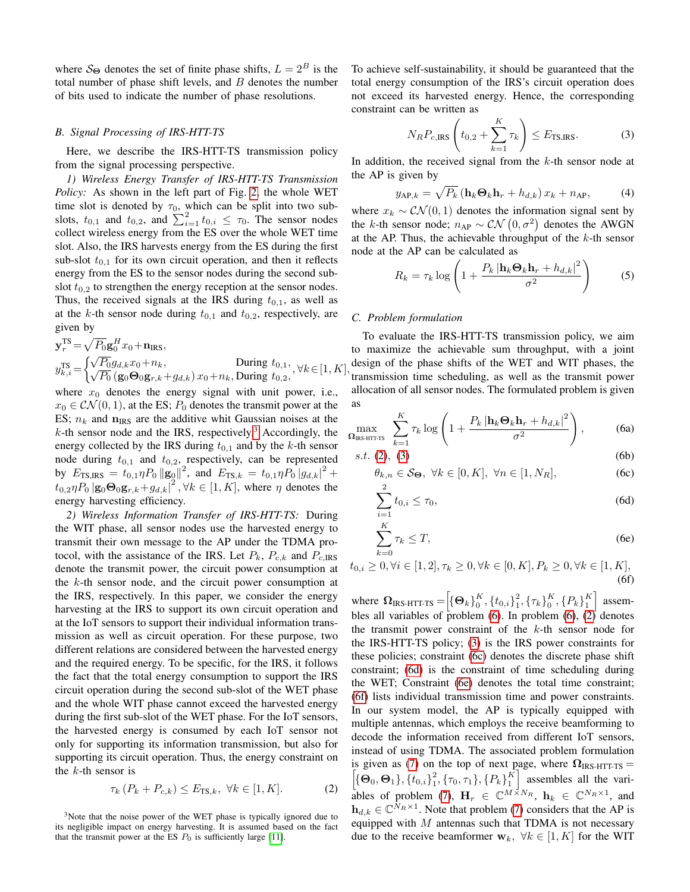where $\mathcal{S}_{\mathbf{\Theta}}$ denotes the set of finite phase shifts, $L = 2^B$ is the total number of phase shift levels, and $B$ denotes the number of bits used to indicate the number of phase resolutions.

### B. Signal Processing of IRS-HTT-TS

Here, we describe the IRS-HTT-TS transmission policy from the signal processing perspective.

*1) Wireless Energy Transfer of IRS-HTT-TS Transmission Policy:* As shown in the left part of Fig. 2, the whole WET time slot is denoted by $\tau_0$, which can be split into two sub-slots, $t_{0,1}$ and $t_{0,2}$, and $\sum_{i=1}^{2} t_{0,i} \leq \tau_0$. The sensor nodes collect wireless energy from the ES over the whole WET time slot. Also, the IRS harvests energy from the ES during the first sub-slot $t_{0,1}$ for its own circuit operation, and then it reflects energy from the ES to the sensor nodes during the second sub-slot $t_{0,2}$ to strengthen the energy reception at the sensor nodes. Thus, the received signals at the IRS during $t_{0,1}$, as well as at the $k$-th sensor node during $t_{0,1}$ and $t_{0,2}$, respectively, are given by

$$\mathbf{y}_r^{\text{TS}} = \sqrt{P_0}\mathbf{g}_0^H x_0 + \mathbf{n}_{\text{IRS}},$$

$$y_{k,i}^{\text{TS}} = \begin{cases} \sqrt{P_0} g_{d,k} x_0 + n_k, & \text{During } t_{0,1}, \\ \sqrt{P_0}\left(\mathbf{g}_0 \mathbf{\Theta}_0 \mathbf{g}_{r,k} + g_{d,k}\right) x_0 + n_k, & \text{During } t_{0,2}, \end{cases} \forall k \in [1, K],$$

where $x_0$ denotes the energy signal with unit power, i.e., $x_0 \in \mathcal{CN}(0, 1)$, at the ES; $P_0$ denotes the transmit power at the ES; $n_k$ and $\mathbf{n}_{\text{IRS}}$ are the additive whit Gaussian noises at the $k$-th sensor node and the IRS, respectively.[3] Accordingly, the energy collected by the IRS during $t_{0,1}$ and by the $k$-th sensor node during $t_{0,1}$ and $t_{0,2}$, respectively, can be represented by $E_{\text{TS,IRS}} = t_{0,1}\eta P_0 \left\|\mathbf{g}_0\right\|^2$, and $E_{\text{TS},k} = t_{0,1}\eta P_0 \left|g_{d,k}\right|^2 + t_{0,2}\eta P_0 \left|\mathbf{g}_0 \mathbf{\Theta}_0 \mathbf{g}_{r,k} + g_{d,k}\right|^2, \forall k \in [1, K]$, where $\eta$ denotes the energy harvesting efficiency.

*2) Wireless Information Transfer of IRS-HTT-TS:* During the WIT phase, all sensor nodes use the harvested energy to transmit their own message to the AP under the TDMA protocol, with the assistance of the IRS. Let $P_k$, $P_{c,k}$ and $P_{c,\text{IRS}}$ denote the transmit power, the circuit power consumption at the $k$-th sensor node, and the circuit power consumption at the IRS, respectively. In this paper, we consider the energy harvesting at the IRS to support its own circuit operation and at the IoT sensors to support their individual information transmission as well as circuit operation. For these purpose, two different relations are considered between the harvested energy and the required energy. To be specific, for the IRS, it follows the fact that the total energy consumption to support the IRS circuit operation during the second sub-slot of the WET phase and the whole WIT phase cannot exceed the harvested energy during the first sub-slot of the WET phase. For the IoT sensors, the harvested energy is consumed by each IoT sensor not only for supporting its information transmission, but also for supporting its circuit operation. Thus, the energy constraint on the $k$-th sensor is

$$\tau_k \left(P_k + P_{c,k}\right) \leq E_{\text{TS},k}, \; \forall k \in [1, K]. \tag{2}$$

To achieve self-sustainability, it should be guaranteed that the total energy consumption of the IRS's circuit operation does not exceed its harvested energy. Hence, the corresponding constraint can be written as

$$N_R P_{c,\text{IRS}} \left(t_{0,2} + \sum_{k=1}^{K} \tau_k\right) \leq E_{\text{TS,IRS}}. \tag{3}$$

In addition, the received signal from the $k$-th sensor node at the AP is given by

$$y_{\text{AP},k} = \sqrt{P_k}\left(\mathbf{h}_k \mathbf{\Theta}_k \mathbf{h}_r + h_{d,k}\right) x_k + n_{\text{AP}}, \tag{4}$$

where $x_k \sim \mathcal{CN}(0, 1)$ denotes the information signal sent by the $k$-th sensor node; $n_{\text{AP}} \sim \mathcal{CN}\left(0, \sigma^2\right)$ denotes the AWGN at the AP. Thus, the achievable throughput of the $k$-th sensor node at the AP can be calculated as

$$R_k = \tau_k \log\left(1 + \frac{P_k \left|\mathbf{h}_k \mathbf{\Theta}_k \mathbf{h}_r + h_{d,k}\right|^2}{\sigma^2}\right) \tag{5}$$

### C. Problem formulation

To evaluate the IRS-HTT-TS transmission policy, we aim to maximize the achievable sum throughput, with a joint design of the phase shifts of the WET and WIT phases, the transmission time scheduling, as well as the transmit power allocation of all sensor nodes. The formulated problem is given as

$$\max_{\mathbf{\Omega}_{\text{IRS-HTT-TS}}} \; \sum_{k=1}^{K} \tau_k \log\left(1 + \frac{P_k \left|\mathbf{h}_k \mathbf{\Theta}_k \mathbf{h}_r + h_{d,k}\right|^2}{\sigma^2}\right), \tag{6a}$$

$$s.t. \; (2), \; (3) \tag{6b}$$

$$\theta_{k,n} \in \mathcal{S}_{\mathbf{\Theta}}, \; \forall k \in [0, K], \; \forall n \in [1, N_R], \tag{6c}$$

$$\sum_{i=1}^{2} t_{0,i} \leq \tau_0, \tag{6d}$$

$$\sum_{k=0}^{K} \tau_k \leq T, \tag{6e}$$

$$t_{0,i} \geq 0, \forall i \in [1, 2], \tau_k \geq 0, \forall k \in [0, K], P_k \geq 0, \forall k \in [1, K], \tag{6f}$$

where $\mathbf{\Omega}_{\text{IRS-HTT-TS}} = \left[\{\mathbf{\Theta}_k\}_0^K, \{t_{0,i}\}_1^2, \{\tau_k\}_0^K, \{P_k\}_1^K\right]$ assembles all variables of problem (6). In problem (6), (2) denotes the transmit power constraint of the $k$-th sensor node for the IRS-HTT-TS policy; (3) is the IRS power constraints for these policies; constraint (6c) denotes the discrete phase shift constraint; (6d) is the constraint of time scheduling during the WET; Constraint (6e) denotes the total time constraint; (6f) lists individual transmission time and power constraints. In our system model, the AP is typically equipped with multiple antennas, which employs the receive beamforming to decode the information received from different IoT sensors, instead of using TDMA. The associated problem formulation is given as (7) on the top of next page, where $\mathbf{\Omega}_{\text{IRS-HTT-TS}} = \left[\{\mathbf{\Theta}_0, \mathbf{\Theta}_1\}, \{t_{0,i}\}_1^2, \{\tau_0, \tau_1\}, \{P_k\}_1^K\right]$ assembles all the variables of problem (7), $\mathbf{H}_r \in \mathbb{C}^{M \times N_R}$, $\mathbf{h}_k \in \mathbb{C}^{N_R \times 1}$, and $\mathbf{h}_{d,k} \in \mathbb{C}^{N_R \times 1}$. Note that problem (7) considers that the AP is equipped with $M$ antennas such that TDMA is not necessary due to the receive beamformer $\mathbf{w}_k, \; \forall k \in [1, K]$ for the WIT

[3] Note that the noise power of the WET phase is typically ignored due to its negligible impact on energy harvesting. It is assumed based on the fact that the transmit power at the ES $P_0$ is sufficiently large [11].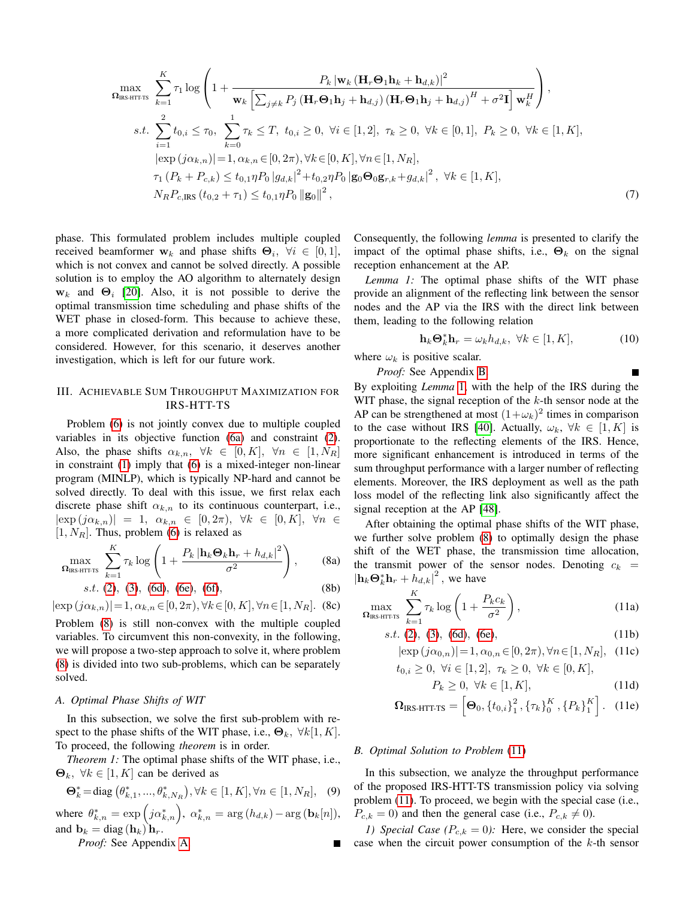$$
\begin{aligned}
&\max_{\mathbf{\Omega}_{\text{IRS-HTT-TS}}} \sum_{k=1}^{K} \tau_1 \log\left(1+\frac{P_k\left|\mathbf{w}_k\left(\mathbf{H}_r\mathbf{\Theta}_1\mathbf{h}_k+\mathbf{h}_{d,k}\right)\right|^2}{\mathbf{w}_k\left[\sum_{j\neq k}P_j\left(\mathbf{H}_r\mathbf{\Theta}_1\mathbf{h}_j+\mathbf{h}_{d,j}\right)\left(\mathbf{H}_r\mathbf{\Theta}_1\mathbf{h}_j+\mathbf{h}_{d,j}\right)^H+\sigma^2\mathbf{I}\right]\mathbf{w}_k^H}\right),\\
&s.t.\ \sum_{i=1}^{2} t_{0,i}\leq \tau_0,\ \sum_{k=0}^{1}\tau_k\leq T,\ t_{0,i}\geq 0,\ \forall i\in[1,2],\ \tau_k\geq 0,\ \forall k\in[0,1],\ P_k\geq 0,\ \forall k\in[1,K],\\
&\quad\ \left|\exp\left(j\alpha_{k,n}\right)\right|=1, \alpha_{k,n}\in[0,2\pi), \forall k\in[0,K], \forall n\in[1,N_R],\\
&\quad\ \tau_1\left(P_k+P_{c,k}\right)\leq t_{0,1}\eta P_0\left|g_{d,k}\right|^2+t_{0,2}\eta P_0\left|\mathbf{g}_0\mathbf{\Theta}_0\mathbf{g}_{r,k}+g_{d,k}\right|^2,\ \forall k\in[1,K],\\
&\quad\ N_R P_{c,\text{IRS}}\left(t_{0,2}+\tau_1\right)\leq t_{0,1}\eta P_0\left\|\mathbf{g}_0\right\|^2,
\end{aligned}
\tag{7}
$$

phase. This formulated problem includes multiple coupled received beamformer $\mathbf{w}_k$ and phase shifts $\mathbf{\Theta}_i$, $\forall i\in[0,1]$, which is not convex and cannot be solved directly. A possible solution is to employ the AO algorithm to alternately design $\mathbf{w}_k$ and $\mathbf{\Theta}_i$ [20]. Also, it is not possible to derive the optimal transmission time scheduling and phase shifts of the WET phase in closed-form. This because to achieve these, a more complicated derivation and reformulation have to be considered. However, for this scenario, it deserves another investigation, which is left for our future work.

## III. Achievable Sum Throughput Maximization for IRS-HTT-TS

Problem (6) is not jointly convex due to multiple coupled variables in its objective function (6a) and constraint (2). Also, the phase shifts $\alpha_{k,n}$, $\forall k\in[0,K]$, $\forall n\in[1,N_R]$ in constraint (1) imply that (6) is a mixed-integer non-linear program (MINLP), which is typically NP-hard and cannot be solved directly. To deal with this issue, we first relax each discrete phase shift $\alpha_{k,n}$ to its continuous counterpart, i.e., $\left|\exp\left(j\alpha_{k,n}\right)\right|=1$, $\alpha_{k,n}\in[0,2\pi)$, $\forall k\in[0,K]$, $\forall n\in[1,N_R]$. Thus, problem (6) is relaxed as

$$
\max_{\mathbf{\Omega}_{\text{IRS-HTT-TS}}} \sum_{k=1}^{K}\tau_k\log\left(1+\frac{P_k\left|\mathbf{h}_k\mathbf{\Theta}_k\mathbf{h}_r+h_{d,k}\right|^2}{\sigma^2}\right), \tag{8a}
$$

$$
s.t.\ (2),\ (3),\ (6d),\ (6e),\ (6f), \tag{8b}
$$

$$
\left|\exp\left(j\alpha_{k,n}\right)\right|=1, \alpha_{k,n}\in[0,2\pi), \forall k\in[0,K], \forall n\in[1,N_R]. \tag{8c}
$$

Problem (8) is still non-convex with the multiple coupled variables. To circumvent this non-convexity, in the following, we will propose a two-step approach to solve it, where problem (8) is divided into two sub-problems, which can be separately solved.

### A. Optimal Phase Shifts of WIT

In this subsection, we solve the first sub-problem with respect to the phase shifts of the WIT phase, i.e., $\mathbf{\Theta}_k$, $\forall k[1,K]$. To proceed, the following *theorem* is in order.

*Theorem 1:* The optimal phase shifts of the WIT phase, i.e., $\mathbf{\Theta}_k$, $\forall k\in[1,K]$ can be derived as

$$
\mathbf{\Theta}_k^*=\text{diag}\left(\theta_{k,1}^*,...,\theta_{k,N_R}^*\right), \forall k\in[1,K], \forall n\in[1,N_R], \tag{9}
$$

where $\theta_{k,n}^*=\exp\left(j\alpha_{k,n}^*\right)$, $\alpha_{k,n}^*=\arg\left(h_{d,k}\right)-\arg\left(\mathbf{b}_k[n]\right)$, and $\mathbf{b}_k=\text{diag}\left(\mathbf{h}_k\right)\mathbf{h}_r$.

*Proof:* See Appendix A. ■

Consequently, the following *lemma* is presented to clarify the impact of the optimal phase shifts, i.e., $\mathbf{\Theta}_k$ on the signal reception enhancement at the AP.

*Lemma 1:* The optimal phase shifts of the WIT phase provide an alignment of the reflecting link between the sensor nodes and the AP via the IRS with the direct link between them, leading to the following relation

$$
\mathbf{h}_k\mathbf{\Theta}_k^*\mathbf{h}_r=\omega_k h_{d,k},\ \forall k\in[1,K], \tag{10}
$$

where $\omega_k$ is positive scalar.

*Proof:* See Appendix B. ■

By exploiting *Lemma* 1, with the help of the IRS during the WIT phase, the signal reception of the $k$-th sensor node at the AP can be strengthened at most $(1+\omega_k)^2$ times in comparison to the case without IRS [40]. Actually, $\omega_k$, $\forall k\in[1,K]$ is proportionate to the reflecting elements of the IRS. Hence, more significant enhancement is introduced in terms of the sum throughput performance with a larger number of reflecting elements. Moreover, the IRS deployment as well as the path loss model of the reflecting link also significantly affect the signal reception at the AP [48].

After obtaining the optimal phase shifts of the WIT phase, we further solve problem (8) to optimally design the phase shift of the WET phase, the transmission time allocation, the transmit power of the sensor nodes. Denoting $c_k=\left|\mathbf{h}_k\mathbf{\Theta}_k^*\mathbf{h}_r+h_{d,k}\right|^2$, we have

$$
\max_{\mathbf{\Omega}_{\text{IRS-HTT-TS}}} \sum_{k=1}^{K}\tau_k\log\left(1+\frac{P_k c_k}{\sigma^2}\right), \tag{11a}
$$

$$
s.t.\ (2),\ (3),\ (6d),\ (6e), \tag{11b}
$$

$$
\left|\exp\left(j\alpha_{0,n}\right)\right|=1, \alpha_{0,n}\in[0,2\pi), \forall n\in[1,N_R], \tag{11c}
$$

$$
t_{0,i}\geq 0,\ \forall i\in[1,2],\ \tau_k\geq 0,\ \forall k\in[0,K],\quad P_k\geq 0,\ \forall k\in[1,K], \tag{11d}
$$

$$
\mathbf{\Omega}_{\text{IRS-HTT-TS}}=\left[\mathbf{\Theta}_0,\{t_{0,i}\}_1^2,\{\tau_k\}_0^K,\{P_k\}_1^K\right]. \tag{11e}
$$

### B. Optimal Solution to Problem (11)

In this subsection, we analyze the throughput performance of the proposed IRS-HTT-TS transmission policy via solving problem (11). To proceed, we begin with the special case (i.e., $P_{c,k}=0$) and then the general case (i.e., $P_{c,k}\neq 0$).

*1) Special Case ($P_{c,k}=0$):* Here, we consider the special case when the circuit power consumption of the $k$-th sensor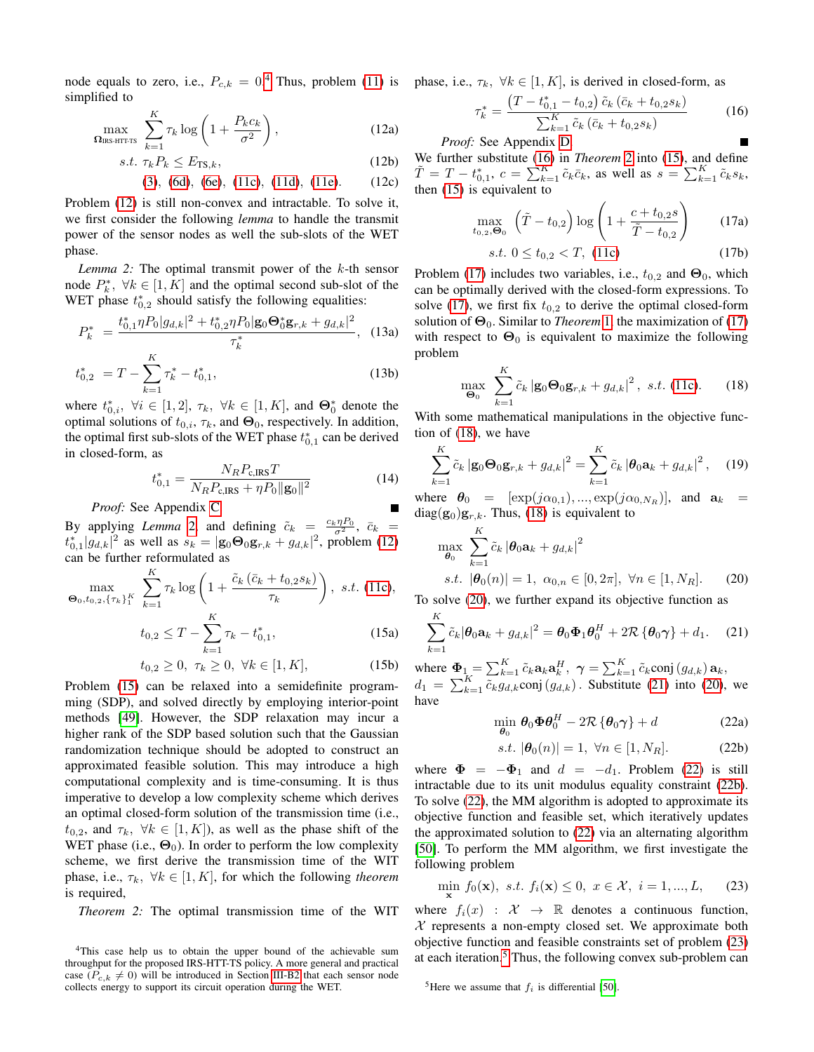node equals to zero, i.e., $P_{c,k} = 0$.[4] Thus, problem (11) is simplified to

$$\max_{\mathbf{\Omega}_{\text{IRS-HTT-TS}}} \sum_{k=1}^{K} \tau_k \log\left(1 + \frac{P_k c_k}{\sigma^2}\right), \tag{12a}$$

$$s.t.\ \tau_k P_k \leq E_{\text{TS},k}, \tag{12b}$$

$$(3),\ (6d),\ (6e),\ (11c),\ (11d),\ (11e). \tag{12c}$$

Problem (12) is still non-convex and intractable. To solve it, we first consider the following *lemma* to handle the transmit power of the sensor nodes as well the sub-slots of the WET phase.

*Lemma 2:* The optimal transmit power of the $k$-th sensor node $P_k^*$, $\forall k \in [1, K]$ and the optimal second sub-slot of the WET phase $t_{0,2}^*$ should satisfy the following equalities:

$$P_k^* = \frac{t_{0,1}^* \eta P_0 |g_{d,k}|^2 + t_{0,2}^* \eta P_0 |\mathbf{g}_0 \mathbf{\Theta}_0^* \mathbf{g}_{r,k} + g_{d,k}|^2}{\tau_k^*}, \tag{13a}$$

$$t_{0,2}^* = T - \sum_{k=1}^{K} \tau_k^* - t_{0,1}^*, \tag{13b}$$

where $t_{0,i}^*$, $\forall i \in [1, 2]$, $\tau_k$, $\forall k \in [1, K]$, and $\mathbf{\Theta}_0^*$ denote the optimal solutions of $t_{0,i}$, $\tau_k$, and $\mathbf{\Theta}_0$, respectively. In addition, the optimal first sub-slots of the WET phase $t_{0,1}^*$ can be derived in closed-form, as

$$t_{0,1}^* = \frac{N_R P_{\text{c,IRS}} T}{N_R P_{\text{c,IRS}} + \eta P_0 \|\mathbf{g}_0\|^2} \tag{14}$$

*Proof:* See Appendix C. ∎

By applying *Lemma* 2, and defining $\tilde{c}_k = \frac{c_k \eta P_0}{\sigma^2}$, $\bar{c}_k = t_{0,1}^* |g_{d,k}|^2$ as well as $s_k = |\mathbf{g}_0 \mathbf{\Theta}_0 \mathbf{g}_{r,k} + g_{d,k}|^2$, problem (12) can be further reformulated as

$$\max_{\mathbf{\Theta}_0, t_{0,2}, \{\tau_k\}_1^K} \sum_{k=1}^{K} \tau_k \log\left(1 + \frac{\tilde{c}_k (\bar{c}_k + t_{0,2} s_k)}{\tau_k}\right),\ s.t.\ (11c),$$

$$t_{0,2} \leq T - \sum_{k=1}^{K} \tau_k - t_{0,1}^*, \tag{15a}$$

$$t_{0,2} \geq 0,\ \tau_k \geq 0,\ \forall k \in [1, K], \tag{15b}$$

Problem (15) can be relaxed into a semidefinite programming (SDP), and solved directly by employing interior-point methods [49]. However, the SDP relaxation may incur a higher rank of the SDP based solution such that the Gaussian randomization technique should be adopted to construct an approximated feasible solution. This may introduce a high computational complexity and is time-consuming. It is thus imperative to develop a low complexity scheme which derives an optimal closed-form solution of the transmission time (i.e., $t_{0,2}$, and $\tau_k$, $\forall k \in [1, K]$), as well as the phase shift of the WET phase (i.e., $\mathbf{\Theta}_0$). In order to perform the low complexity scheme, we first derive the transmission time of the WIT phase, i.e., $\tau_k$, $\forall k \in [1, K]$, for which the following *theorem* is required,

*Theorem 2:* The optimal transmission time of the WIT phase, i.e., $\tau_k$, $\forall k \in [1, K]$, is derived in closed-form, as

$$\tau_k^* = \frac{\left(T - t_{0,1}^* - t_{0,2}\right) \tilde{c}_k \left(\bar{c}_k + t_{0,2} s_k\right)}{\sum_{k=1}^{K} \tilde{c}_k \left(\bar{c}_k + t_{0,2} s_k\right)} \tag{16}$$

*Proof:* See Appendix D. ∎

We further substitute (16) in *Theorem* 2 into (15), and define $\tilde{T} = T - t_{0,1}^*$, $c = \sum_{k=1}^{K} \tilde{c}_k \bar{c}_k$, as well as $s = \sum_{k=1}^{K} \tilde{c}_k s_k$, then (15) is equivalent to

$$\max_{t_{0,2}, \mathbf{\Theta}_0} \left(\tilde{T} - t_{0,2}\right) \log\left(1 + \frac{c + t_{0,2} s}{\tilde{T} - t_{0,2}}\right) \tag{17a}$$

$$s.t.\ 0 \leq t_{0,2} < T,\ (11c) \tag{17b}$$

Problem (17) includes two variables, i.e., $t_{0,2}$ and $\mathbf{\Theta}_0$, which can be optimally derived with the closed-form expressions. To solve (17), we first fix $t_{0,2}$ to derive the optimal closed-form solution of $\mathbf{\Theta}_0$. Similar to *Theorem* 1, the maximization of (17) with respect to $\mathbf{\Theta}_0$ is equivalent to maximize the following problem

$$\max_{\mathbf{\Theta}_0} \sum_{k=1}^{K} \tilde{c}_k \left|\mathbf{g}_0 \mathbf{\Theta}_0 \mathbf{g}_{r,k} + g_{d,k}\right|^2,\ s.t.\ (11c). \tag{18}$$

With some mathematical manipulations in the objective function of (18), we have

$$\sum_{k=1}^{K} \tilde{c}_k \left|\mathbf{g}_0 \mathbf{\Theta}_0 \mathbf{g}_{r,k} + g_{d,k}\right|^2 = \sum_{k=1}^{K} \tilde{c}_k \left|\boldsymbol{\theta}_0 \mathbf{a}_k + g_{d,k}\right|^2, \tag{19}$$

where $\boldsymbol{\theta}_0 = [\exp(j\alpha_{0,1}), ..., \exp(j\alpha_{0,N_R})]$, and $\mathbf{a}_k = \text{diag}(\mathbf{g}_0)\mathbf{g}_{r,k}$. Thus, (18) is equivalent to

$$\max_{\boldsymbol{\theta}_0} \sum_{k=1}^{K} \tilde{c}_k \left|\boldsymbol{\theta}_0 \mathbf{a}_k + g_{d,k}\right|^2$$

$$s.t.\ |\boldsymbol{\theta}_0(n)| = 1,\ \alpha_{0,n} \in [0, 2\pi],\ \forall n \in [1, N_R]. \tag{20}$$

To solve (20), we further expand its objective function as

$$\sum_{k=1}^{K} \tilde{c}_k |\boldsymbol{\theta}_0 \mathbf{a}_k + g_{d,k}|^2 = \boldsymbol{\theta}_0 \mathbf{\Phi}_1 \boldsymbol{\theta}_0^H + 2\mathcal{R}\left\{\boldsymbol{\theta}_0 \boldsymbol{\gamma}\right\} + d_1. \tag{21}$$

where $\mathbf{\Phi}_1 = \sum_{k=1}^{K} \tilde{c}_k \mathbf{a}_k \mathbf{a}_k^H$, $\boldsymbol{\gamma} = \sum_{k=1}^{K} \tilde{c}_k \text{conj}\left(g_{d,k}\right) \mathbf{a}_k$, $d_1 = \sum_{k=1}^{K} \tilde{c}_k g_{d,k} \text{conj}\left(g_{d,k}\right)$. Substitute (21) into (20), we have

$$\min_{\boldsymbol{\theta}_0} \boldsymbol{\theta}_0 \mathbf{\Phi} \boldsymbol{\theta}_0^H - 2\mathcal{R}\left\{\boldsymbol{\theta}_0 \boldsymbol{\gamma}\right\} + d \tag{22a}$$

$$s.t.\ |\boldsymbol{\theta}_0(n)| = 1,\ \forall n \in [1, N_R]. \tag{22b}$$

where $\mathbf{\Phi} = -\mathbf{\Phi}_1$ and $d = -d_1$. Problem (22) is still intractable due to its unit modulus equality constraint (22b). To solve (22), the MM algorithm is adopted to approximate its objective function and feasible set, which iteratively updates the approximated solution to (22) via an alternating algorithm [50]. To perform the MM algorithm, we first investigate the following problem

$$\min_{\mathbf{x}} f_0(\mathbf{x}),\ s.t.\ f_i(\mathbf{x}) \leq 0,\ x \in \mathcal{X},\ i = 1, ..., L, \tag{23}$$

where $f_i(x) : \mathcal{X} \rightarrow \mathbb{R}$ denotes a continuous function, $\mathcal{X}$ represents a non-empty closed set. We approximate both objective function and feasible constraints set of problem (23) at each iteration.[5] Thus, the following convex sub-problem can

[4] This case help us to obtain the upper bound of the achievable sum throughput for the proposed IRS-HTT-TS policy. A more general and practical case ($P_{c,k} \neq 0$) will be introduced in Section III-B2 that each sensor node collects energy to support its circuit operation during the WET.

[5] Here we assume that $f_i$ is differential [50].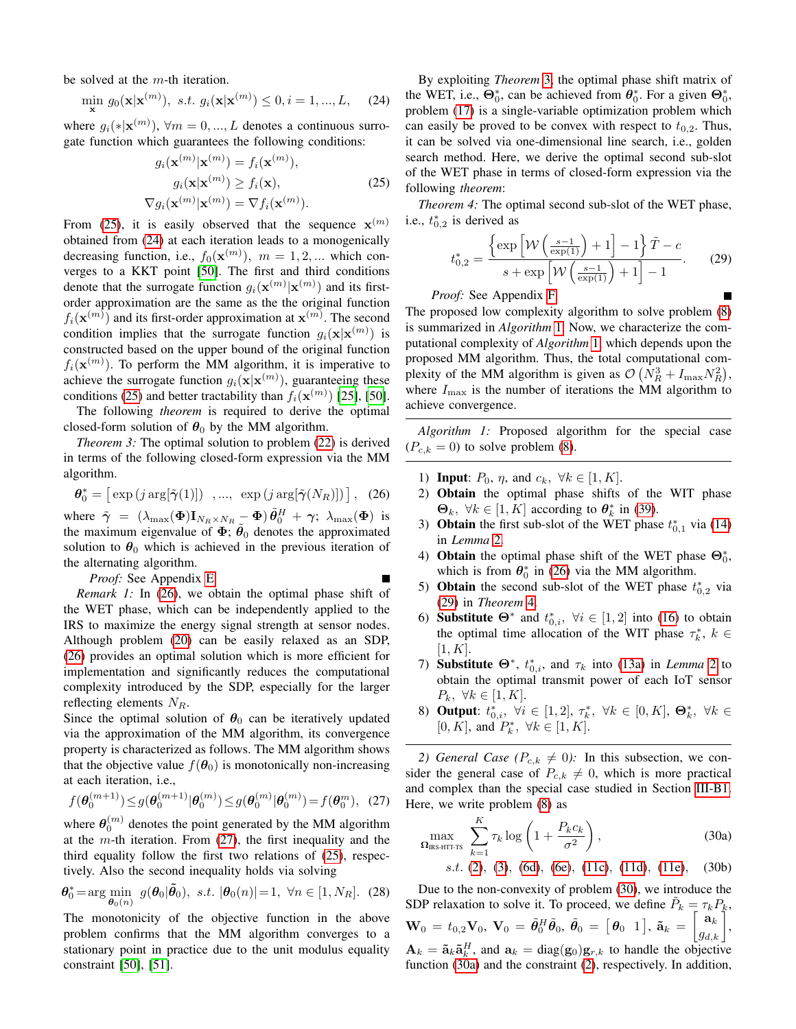be solved at the $m$-th iteration.

$$\min_{\mathbf{x}} \ g_0(\mathbf{x}|\mathbf{x}^{(m)}), \ s.t. \ g_i(\mathbf{x}|\mathbf{x}^{(m)}) \leq 0, i=1,...,L, \quad (24)$$

where $g_i(*|\mathbf{x}^{(m)}), \forall m=0,...,L$ denotes a continuous surrogate function which guarantees the following conditions:

$$\begin{aligned} g_i(\mathbf{x}^{(m)}|\mathbf{x}^{(m)}) &= f_i(\mathbf{x}^{(m)}), \\ g_i(\mathbf{x}|\mathbf{x}^{(m)}) &\geq f_i(\mathbf{x}), \\ \nabla g_i(\mathbf{x}^{(m)}|\mathbf{x}^{(m)}) &= \nabla f_i(\mathbf{x}^{(m)}). \end{aligned} \quad (25)$$

From (25), it is easily observed that the sequence $\mathbf{x}^{(m)}$ obtained from (24) at each iteration leads to a monogenically decreasing function, i.e., $f_0(\mathbf{x}^{(m)}),\ m=1,2,...$ which converges to a KKT point [50]. The first and third conditions denote that the surrogate function $g_i(\mathbf{x}^{(m)}|\mathbf{x}^{(m)})$ and its first-order approximation are the same as the original function $f_i(\mathbf{x}^{(m)})$ and its first-order approximation at $\mathbf{x}^{(m)}$. The second condition implies that the surrogate function $g_i(\mathbf{x}|\mathbf{x}^{(m)})$ is constructed based on the upper bound of the original function $f_i(\mathbf{x}^{(m)})$. To perform the MM algorithm, it is imperative to achieve the surrogate function $g_i(\mathbf{x}|\mathbf{x}^{(m)})$, guaranteeing these conditions (25) and better tractability than $f_i(\mathbf{x}^{(m)})$ [25], [50].

The following *theorem* is required to derive the optimal closed-form solution of $\boldsymbol{\theta}_0$ by the MM algorithm.

*Theorem 3:* The optimal solution to problem (22) is derived in terms of the following closed-form expression via the MM algorithm.

$$\boldsymbol{\theta}_0^* = \left[\exp\left(j \arg[\tilde{\boldsymbol{\gamma}}(1)]\right) \ \ ,..., \ \exp\left(j \arg[\tilde{\boldsymbol{\gamma}}(N_R)]\right)\right], \quad (26)$$

where $\tilde{\boldsymbol{\gamma}} = (\lambda_{\max}(\boldsymbol{\Phi})\mathbf{I}_{N_R \times N_R} - \boldsymbol{\Phi})\tilde{\boldsymbol{\theta}}_0^H + \boldsymbol{\gamma}$; $\lambda_{\max}(\boldsymbol{\Phi})$ is the maximum eigenvalue of $\boldsymbol{\Phi}$; $\tilde{\boldsymbol{\theta}}_0$ denotes the approximated solution to $\boldsymbol{\theta}_0$ which is achieved in the previous iteration of the alternating algorithm.

*Proof:* See Appendix E. ∎

*Remark 1:* In (26), we obtain the optimal phase shift of the WET phase, which can be independently applied to the IRS to maximize the energy signal strength at sensor nodes. Although problem (20) can be easily relaxed as an SDP, (26) provides an optimal solution which is more efficient for implementation and significantly reduces the computational complexity introduced by the SDP, especially for the larger reflecting elements $N_R$.

Since the optimal solution of $\boldsymbol{\theta}_0$ can be iteratively updated via the approximation of the MM algorithm, its convergence property is characterized as follows. The MM algorithm shows that the objective value $f(\boldsymbol{\theta}_0)$ is monotonically non-increasing at each iteration, i.e.,

$$f(\boldsymbol{\theta}_0^{(m+1)}) \leq g(\boldsymbol{\theta}_0^{(m+1)}|\boldsymbol{\theta}_0^{(m)}) \leq g(\boldsymbol{\theta}_0^{(m)}|\boldsymbol{\theta}_0^{(m)}) = f(\boldsymbol{\theta}_0^{m}), \quad (27)$$

where $\boldsymbol{\theta}_0^{(m)}$ denotes the point generated by the MM algorithm at the $m$-th iteration. From (27), the first inequality and the third equality follow the first two relations of (25), respectively. Also the second inequality holds via solving

$$\boldsymbol{\theta}_0^* = \arg\min_{\boldsymbol{\theta}_0(n)} \ g(\boldsymbol{\theta}_0|\tilde{\boldsymbol{\theta}}_0), \ s.t. \ |\boldsymbol{\theta}_0(n)|=1, \ \forall n \in [1, N_R]. \quad (28)$$

The monotonicity of the objective function in the above problem confirms that the MM algorithm converges to a stationary point in practice due to the unit modulus equality constraint [50], [51].

By exploiting *Theorem 3*, the optimal phase shift matrix of the WET, i.e., $\boldsymbol{\Theta}_0^*$, can be achieved from $\boldsymbol{\theta}_0^*$. For a given $\boldsymbol{\Theta}_0^*$, problem (17) is a single-variable optimization problem which can easily be proved to be convex with respect to $t_{0,2}$. Thus, it can be solved via one-dimensional line search, i.e., golden search method. Here, we derive the optimal second sub-slot of the WET phase in terms of closed-form expression via the following *theorem*:

*Theorem 4:* The optimal second sub-slot of the WET phase, i.e., $t_{0,2}^*$ is derived as

$$t_{0,2}^* = \frac{\left\{\exp\left[\mathcal{W}\left(\frac{s-1}{\exp(1)}\right)+1\right]-1\right\}\tilde{T}-c}{s+\exp\left[\mathcal{W}\left(\frac{s-1}{\exp(1)}\right)+1\right]-1}. \quad (29)$$

*Proof:* See Appendix F. ∎

The proposed low complexity algorithm to solve problem (8) is summarized in *Algorithm* 1. Now, we characterize the computational complexity of *Algorithm* 1, which depends upon the proposed MM algorithm. Thus, the total computational complexity of the MM algorithm is given as $\mathcal{O}\left(N_R^3 + I_{\max}N_R^2\right)$, where $I_{\max}$ is the number of iterations the MM algorithm to achieve convergence.

---

*Algorithm 1:* Proposed algorithm for the special case ($P_{c,k}=0$) to solve problem (8).

1) **Input**: $P_0$, $\eta$, and $c_k$, $\forall k \in [1, K]$.
2) **Obtain** the optimal phase shifts of the WIT phase $\boldsymbol{\Theta}_k$, $\forall k \in [1, K]$ according to $\boldsymbol{\theta}_k^*$ in (39).
3) **Obtain** the first sub-slot of the WET phase $t_{0,1}^*$ via (14) in *Lemma* 2.
4) **Obtain** the optimal phase shift of the WET phase $\boldsymbol{\Theta}_0^*$, which is from $\boldsymbol{\theta}_0^*$ in (26) via the MM algorithm.
5) **Obtain** the second sub-slot of the WET phase $t_{0,2}^*$ via (29) in *Theorem* 4.
6) **Substitute** $\boldsymbol{\Theta}^*$ and $t_{0,i}^*$, $\forall i \in [1, 2]$ into (16) to obtain the optimal time allocation of the WIT phase $\tau_k^*$, $k \in [1, K]$.
7) **Substitute** $\boldsymbol{\Theta}^*$, $t_{0,i}^*$, and $\tau_k$ into (13a) in *Lemma* 2 to obtain the optimal transmit power of each IoT sensor $P_k$, $\forall k \in [1, K]$.
8) **Output**: $t_{0,i}^*$, $\forall i \in [1, 2]$, $\tau_k^*$, $\forall k \in [0, K]$, $\boldsymbol{\Theta}_k^*$, $\forall k \in [0, K]$, and $P_k^*$, $\forall k \in [1, K]$.

---

*2) General Case ($P_{c,k} \neq 0$):* In this subsection, we consider the general case of $P_{c,k} \neq 0$, which is more practical and complex than the special case studied in Section III-B1. Here, we write problem (8) as

$$\max_{\boldsymbol{\Omega}_{\text{IRS-HTT-TS}}} \ \sum_{k=1}^{K} \tau_k \log\left(1 + \frac{P_k c_k}{\sigma^2}\right), \quad (30a)$$

$$s.t. \ (2), \ (3), \ (6d), \ (6e), \ (11c), \ (11d), \ (11e), \quad (30b)$$

Due to the non-convexity of problem (30), we introduce the SDP relaxation to solve it. To proceed, we define $\tilde{P}_k = \tau_k P_k$, $\mathbf{W}_0 = t_{0,2}\mathbf{V}_0$, $\mathbf{V}_0 = \tilde{\boldsymbol{\theta}}_0^H\tilde{\boldsymbol{\theta}}_0$, $\tilde{\boldsymbol{\theta}}_0 = \begin{bmatrix}\boldsymbol{\theta}_0 & 1\end{bmatrix}$, $\tilde{\mathbf{a}}_k = \begin{bmatrix}\mathbf{a}_k \\ g_{d,k}\end{bmatrix}$, $\mathbf{A}_k = \tilde{\mathbf{a}}_k\tilde{\mathbf{a}}_k^H$, and $\mathbf{a}_k = \text{diag}(\mathbf{g}_0)\mathbf{g}_{r,k}$ to handle the objective function (30a) and the constraint (2), respectively. In addition,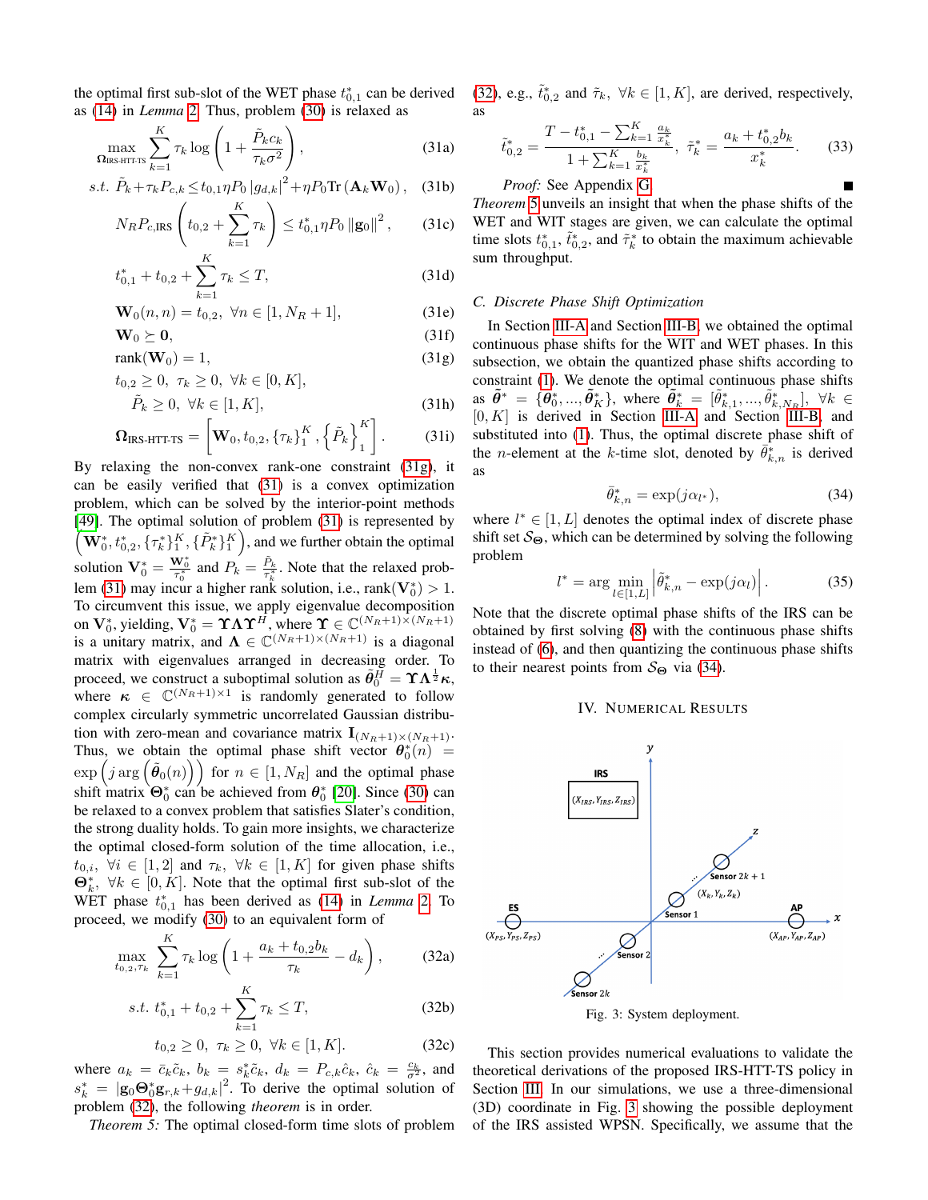the optimal first sub-slot of the WET phase $t_{0,1}^*$ can be derived as (14) in *Lemma* 2. Thus, problem (30) is relaxed as

$$\max_{\mathbf{\Omega}_{\text{IRS-HTT-TS}}} \sum_{k=1}^{K} \tau_k \log\left(1+\frac{\tilde{P}_k c_k}{\tau_k \sigma^2}\right), \tag{31a}$$

$$s.t.\ \tilde{P}_k + \tau_k P_{c,k} \le t_{0,1}\eta P_0 \left|g_{d,k}\right|^2 + \eta P_0 \text{Tr}\left(\mathbf{A}_k \mathbf{W}_0\right), \tag{31b}$$

$$N_R P_{c,\text{IRS}}\left(t_{0,2}+\sum_{k=1}^{K}\tau_k\right) \le t_{0,1}^* \eta P_0 \left\|\mathbf{g}_0\right\|^2, \tag{31c}$$

$$t_{0,1}^* + t_{0,2} + \sum_{k=1}^{K}\tau_k \le T, \tag{31d}$$

$$\mathbf{W}_0(n,n) = t_{0,2},\ \forall n \in [1, N_R+1], \tag{31e}$$

$$\mathbf{W}_0 \succeq \mathbf{0}, \tag{31f}$$

$$\text{rank}(\mathbf{W}_0) = 1, \tag{31g}$$

$$t_{0,2} \ge 0,\ \tau_k \ge 0,\ \forall k \in [0,K], \quad \tilde{P}_k \ge 0,\ \forall k \in [1,K], \tag{31h}$$

$$\mathbf{\Omega}_{\text{IRS-HTT-TS}} = \left[\mathbf{W}_0, t_{0,2}, \{\tau_k\}_1^K, \left\{\tilde{P}_k\right\}_1^K\right]. \tag{31i}$$

By relaxing the non-convex rank-one constraint (31g), it can be easily verified that (31) is a convex optimization problem, which can be solved by the interior-point methods [49]. The optimal solution of problem (31) is represented by $\left(\mathbf{W}_0^*, t_{0,2}^*, \{\tau_k^*\}_1^K, \{\tilde{P}_k^*\}_1^K\right)$, and we further obtain the optimal solution $\mathbf{V}_0^* = \frac{\mathbf{W}_0^*}{\tau_0^*}$ and $P_k = \frac{\tilde{P}_k}{\tau_k^*}$. Note that the relaxed problem (31) may incur a higher rank solution, i.e., $\text{rank}(\mathbf{V}_0^*) > 1$. To circumvent this issue, we apply eigenvalue decomposition on $\mathbf{V}_0^*$, yielding, $\mathbf{V}_0^* = \mathbf{\Upsilon}\mathbf{\Lambda}\mathbf{\Upsilon}^H$, where $\mathbf{\Upsilon} \in \mathbb{C}^{(N_R+1)\times(N_R+1)}$ is a unitary matrix, and $\mathbf{\Lambda} \in \mathbb{C}^{(N_R+1)\times(N_R+1)}$ is a diagonal matrix with eigenvalues arranged in decreasing order. To proceed, we construct a suboptimal solution as $\bar{\boldsymbol{\theta}}_0^H = \mathbf{\Upsilon}\mathbf{\Lambda}^{\frac{1}{2}}\boldsymbol{\kappa}$, where $\boldsymbol{\kappa} \in \mathbb{C}^{(N_R+1)\times 1}$ is randomly generated to follow complex circularly symmetric uncorrelated Gaussian distribution with zero-mean and covariance matrix $\mathbf{I}_{(N_R+1)\times(N_R+1)}$. Thus, we obtain the optimal phase shift vector $\boldsymbol{\theta}_0^*(n) = \exp\left(j \arg\left(\bar{\boldsymbol{\theta}}_0(n)\right)\right)$ for $n \in [1, N_R]$ and the optimal phase shift matrix $\mathbf{\Theta}_0^*$ can be achieved from $\boldsymbol{\theta}_0^*$ [20]. Since (30) can be relaxed to a convex problem that satisfies Slater's condition, the strong duality holds. To gain more insights, we characterize the optimal closed-form solution of the time allocation, i.e., $t_{0,i}$, $\forall i \in [1,2]$ and $\tau_k$, $\forall k \in [1,K]$ for given phase shifts $\mathbf{\Theta}_k^*$, $\forall k \in [0,K]$. Note that the optimal first sub-slot of the WET phase $t_{0,1}^*$ has been derived as (14) in *Lemma* 2. To proceed, we modify (30) to an equivalent form of

$$\max_{t_{0,2},\tau_k} \sum_{k=1}^{K} \tau_k \log\left(1+\frac{a_k + t_{0,2}b_k}{\tau_k} - d_k\right), \tag{32a}$$

$$s.t.\ t_{0,1}^* + t_{0,2} + \sum_{k=1}^{K}\tau_k \le T, \tag{32b}$$

$$t_{0,2} \ge 0,\ \tau_k \ge 0,\ \forall k \in [1,K]. \tag{32c}$$

where $a_k = \bar{c}_k \tilde{c}_k$, $b_k = s_k^* \tilde{c}_k$, $d_k = P_{c,k}\hat{c}_k$, $\hat{c}_k = \frac{c_k}{\sigma^2}$, and $s_k^* = \left|\mathbf{g}_0 \mathbf{\Theta}_0^* \mathbf{g}_{r,k} + g_{d,k}\right|^2$. To derive the optimal solution of problem (32), the following *theorem* is in order.

*Theorem 5:* The optimal closed-form time slots of problem (32), e.g., $\tilde{t}_{0,2}^*$ and $\tilde{\tau}_k$, $\forall k \in [1,K]$, are derived, respectively, as

$$\tilde{t}_{0,2}^* = \frac{T - t_{0,1}^* - \sum_{k=1}^{K}\frac{a_k}{x_k^*}}{1+\sum_{k=1}^{K}\frac{b_k}{x_k^*}},\quad \tilde{\tau}_k^* = \frac{a_k + t_{0,2}^* b_k}{x_k^*}. \tag{33}$$

*Proof:* See Appendix G. ∎

*Theorem* 5 unveils an insight that when the phase shifts of the WET and WIT stages are given, we can calculate the optimal time slots $t_{0,1}^*$, $\tilde{t}_{0,2}^*$, and $\tilde{\tau}_k^*$ to obtain the maximum achievable sum throughput.

### C. Discrete Phase Shift Optimization

In Section III-A and Section III-B, we obtained the optimal continuous phase shifts for the WIT and WET phases. In this subsection, we obtain the quantized phase shifts according to constraint (1). We denote the optimal continuous phase shifts as $\tilde{\boldsymbol{\theta}}^* = \{\tilde{\boldsymbol{\theta}}_0^*, ..., \tilde{\boldsymbol{\theta}}_K^*\}$, where $\tilde{\boldsymbol{\theta}}_k^* = [\tilde{\theta}_{k,1}^*, ..., \tilde{\theta}_{k,N_R}^*]$, $\forall k \in [0,K]$ is derived in Section III-A and Section III-B, and substituted into (1). Thus, the optimal discrete phase shift of the $n$-element at the $k$-time slot, denoted by $\bar{\theta}_{k,n}^*$ is derived as

$$\bar{\theta}_{k,n}^* = \exp(j\alpha_{l^*}), \tag{34}$$

where $l^* \in [1,L]$ denotes the optimal index of discrete phase shift set $\mathcal{S}_{\mathbf{\Theta}}$, which can be determined by solving the following problem

$$l^* = \arg\min_{l \in [1,L]} \left|\tilde{\theta}_{k,n}^* - \exp(j\alpha_l)\right|. \tag{35}$$

Note that the discrete optimal phase shifts of the IRS can be obtained by first solving (8) with the continuous phase shifts instead of (6), and then quantizing the continuous phase shifts to their nearest points from $\mathcal{S}_{\mathbf{\Theta}}$ via (34).

## IV. Numerical Results

Fig. 3: System deployment.

This section provides numerical evaluations to validate the theoretical derivations of the proposed IRS-HTT-TS policy in Section III. In our simulations, we use a three-dimensional (3D) coordinate in Fig. 3 showing the possible deployment of the IRS assisted WPSN. Specifically, we assume that the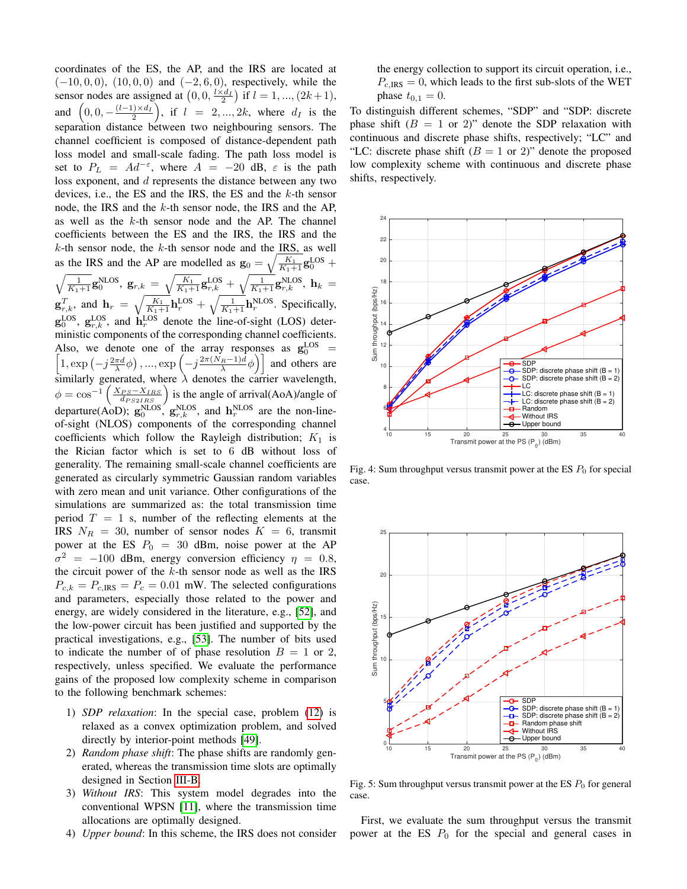coordinates of the ES, the AP, and the IRS are located at $(-10, 0, 0)$, $(10, 0, 0)$ and $(-2, 6, 0)$, respectively, while the sensor nodes are assigned at $\left(0, 0, \frac{l \times d_I}{2}\right)$ if $l = 1, ..., (2k+1)$, and $\left(0, 0, -\frac{(l-1) \times d_I}{2}\right)$, if $l = 2, ..., 2k$, where $d_I$ is the separation distance between two neighbouring sensors. The channel coefficient is composed of distance-dependent path loss model and small-scale fading. The path loss model is set to $P_L = Ad^{-\varepsilon}$, where $A = -20$ dB, $\varepsilon$ is the path loss exponent, and $d$ represents the distance between any two devices, i.e., the ES and the IRS, the ES and the $k$-th sensor node, the IRS and the $k$-th sensor node, the IRS and the AP, as well as the $k$-th sensor node and the AP. The channel coefficients between the ES and the IRS, the IRS and the $k$-th sensor node, the $k$-th sensor node and the IRS, as well as the IRS and the AP are modelled as $\mathbf{g}_0 = \sqrt{\frac{K_1}{K_1+1}}\mathbf{g}_0^{\text{LOS}} + \sqrt{\frac{1}{K_1+1}}\mathbf{g}_0^{\text{NLOS}}$, $\mathbf{g}_{r,k} = \sqrt{\frac{K_1}{K_1+1}}\mathbf{g}_{r,k}^{\text{LOS}} + \sqrt{\frac{1}{K_1+1}}\mathbf{g}_{r,k}^{\text{NLOS}}$, $\mathbf{h}_k = \mathbf{g}_{r,k}^T$, and $\mathbf{h}_r = \sqrt{\frac{K_1}{K_1+1}}\mathbf{h}_r^{\text{LOS}} + \sqrt{\frac{1}{K_1+1}}\mathbf{h}_r^{\text{NLOS}}$. Specifically, $\mathbf{g}_0^{\text{LOS}}$, $\mathbf{g}_{r,k}^{\text{LOS}}$, and $\mathbf{h}_r^{\text{LOS}}$ denote the line-of-sight (LOS) deterministic components of the corresponding channel coefficients. Also, we denote one of the array responses as $\mathbf{g}_0^{\text{LOS}} = \left[1, \exp\left(-j\frac{2\pi d}{\lambda}\phi\right), ..., \exp\left(-j\frac{2\pi(N_R-1)d}{\lambda}\phi\right)\right]$ and others are similarly generated, where $\lambda$ denotes the carrier wavelength, $\phi = \cos^{-1}\left(\frac{X_{PS}-X_{IRS}}{d_{PS2IRS}}\right)$ is the angle of arrival(AoA)/angle of departure(AoD); $\mathbf{g}_0^{\text{NLOS}}$, $\mathbf{g}_{r,k}^{\text{NLOS}}$, and $\mathbf{h}_r^{\text{NLOS}}$ are the non-line-of-sight (NLOS) components of the corresponding channel coefficients which follow the Rayleigh distribution; $K_1$ is the Rician factor which is set to 6 dB without loss of generality. The remaining small-scale channel coefficients are generated as circularly symmetric Gaussian random variables with zero mean and unit variance. Other configurations of the simulations are summarized as: the total transmission time period $T = 1$ s, number of the reflecting elements at the IRS $N_R = 30$, number of sensor nodes $K = 6$, transmit power at the ES $P_0 = 30$ dBm, noise power at the AP $\sigma^2 = -100$ dBm, energy conversion efficiency $\eta = 0.8$, the circuit power of the $k$-th sensor node as well as the IRS $P_{c,k} = P_{c,\text{IRS}} = P_c = 0.01$ mW. The selected configurations and parameters, especially those related to the power and energy, are widely considered in the literature, e.g., [52], and the low-power circuit has been justified and supported by the practical investigations, e.g., [53]. The number of bits used to indicate the number of of phase resolution $B = 1$ or 2, respectively, unless specified. We evaluate the performance gains of the proposed low complexity scheme in comparison to the following benchmark schemes:

1) *SDP relaxation*: In the special case, problem (12) is relaxed as a convex optimization problem, and solved directly by interior-point methods [49].
2) *Random phase shift*: The phase shifts are randomly generated, whereas the transmission time slots are optimally designed in Section III-B.
3) *Without IRS*: This system model degrades into the conventional WPSN [11], where the transmission time allocations are optimally designed.
4) *Upper bound*: In this scheme, the IRS does not consider the energy collection to support its circuit operation, i.e., $P_{c,\text{IRS}} = 0$, which leads to the first sub-slots of the WET phase $t_{0,1} = 0$.

To distinguish different schemes, "SDP" and "SDP: discrete phase shift ($B = 1$ or 2)" denote the SDP relaxation with continuous and discrete phase shifts, respectively; "LC" and "LC: discrete phase shift ($B = 1$ or 2)" denote the proposed low complexity scheme with continuous and discrete phase shifts, respectively.

Fig. 4: Sum throughput versus transmit power at the ES $P_0$ for special case.

Fig. 5: Sum throughput versus transmit power at the ES $P_0$ for general case.

First, we evaluate the sum throughput versus the transmit power at the ES $P_0$ for the special and general cases in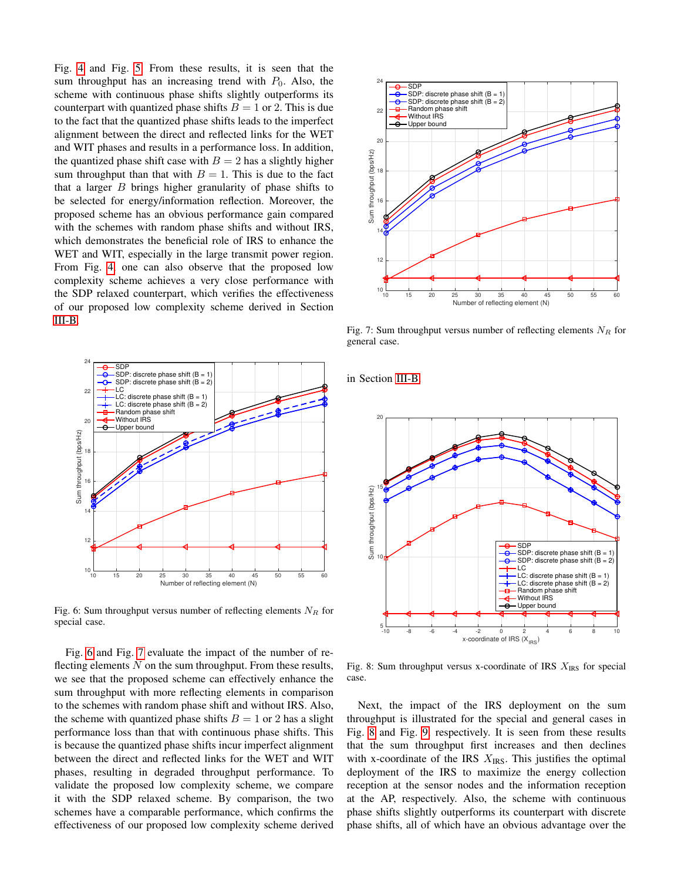Fig. 4 and Fig. 5. From these results, it is seen that the sum throughput has an increasing trend with $P_0$. Also, the scheme with continuous phase shifts slightly outperforms its counterpart with quantized phase shifts $B = 1$ or 2. This is due to the fact that the quantized phase shifts leads to the imperfect alignment between the direct and reflected links for the WET and WIT phases and results in a performance loss. In addition, the quantized phase shift case with $B = 2$ has a slightly higher sum throughput than that with $B = 1$. This is due to the fact that a larger $B$ brings higher granularity of phase shifts to be selected for energy/information reflection. Moreover, the proposed scheme has an obvious performance gain compared with the schemes with random phase shifts and without IRS, which demonstrates the beneficial role of IRS to enhance the WET and WIT, especially in the large transmit power region. From Fig. 4, one can also observe that the proposed low complexity scheme achieves a very close performance with the SDP relaxed counterpart, which verifies the effectiveness of our proposed low complexity scheme derived in Section III-B.

Fig. 6: Sum throughput versus number of reflecting elements $N_R$ for special case.

Fig. 6 and Fig. 7 evaluate the impact of the number of reflecting elements $N$ on the sum throughput. From these results, we see that the proposed scheme can effectively enhance the sum throughput with more reflecting elements in comparison to the schemes with random phase shift and without IRS. Also, the scheme with quantized phase shifts $B = 1$ or 2 has a slight performance loss than that with continuous phase shifts. This is because the quantized phase shifts incur imperfect alignment between the direct and reflected links for the WET and WIT phases, resulting in degraded throughput performance. To validate the proposed low complexity scheme, we compare it with the SDP relaxed scheme. By comparison, the two schemes have a comparable performance, which confirms the effectiveness of our proposed low complexity scheme derived in Section III-B.

Fig. 7: Sum throughput versus number of reflecting elements $N_R$ for general case.

Fig. 8: Sum throughput versus x-coordinate of IRS $X_{\text{IRS}}$ for special case.

Next, the impact of the IRS deployment on the sum throughput is illustrated for the special and general cases in Fig. 8 and Fig. 9, respectively. It is seen from these results that the sum throughput first increases and then declines with x-coordinate of the IRS $X_{\text{IRS}}$. This justifies the optimal deployment of the IRS to maximize the energy collection reception at the sensor nodes and the information reception at the AP, respectively. Also, the scheme with continuous phase shifts slightly outperforms its counterpart with discrete phase shifts, all of which have an obvious advantage over the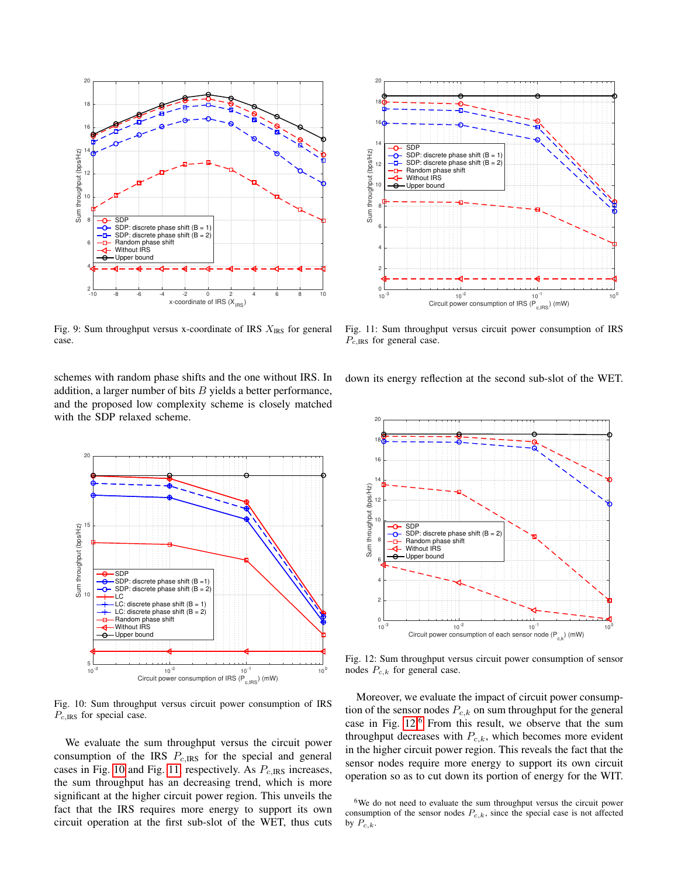Fig. 9: Sum throughput versus x-coordinate of IRS $X_{\text{IRS}}$ for general case.

Fig. 11: Sum throughput versus circuit power consumption of IRS $P_{c,\text{IRS}}$ for general case.

schemes with random phase shifts and the one without IRS. In addition, a larger number of bits $B$ yields a better performance, and the proposed low complexity scheme is closely matched with the SDP relaxed scheme.

Fig. 10: Sum throughput versus circuit power consumption of IRS $P_{c,\text{IRS}}$ for special case.

We evaluate the sum throughput versus the circuit power consumption of the IRS $P_{c,\text{IRS}}$ for the special and general cases in Fig. 10 and Fig. 11, respectively. As $P_{c,\text{IRS}}$ increases, the sum throughput has an decreasing trend, which is more significant at the higher circuit power region. This unveils the fact that the IRS requires more energy to support its own circuit operation at the first sub-slot of the WET, thus cuts down its energy reflection at the second sub-slot of the WET.

Fig. 12: Sum throughput versus circuit power consumption of sensor nodes $P_{c,k}$ for general case.

Moreover, we evaluate the impact of circuit power consumption of the sensor nodes $P_{c,k}$ on sum throughput for the general case in Fig. 12.[6] From this result, we observe that the sum throughput decreases with $P_{c,k}$, which becomes more evident in the higher circuit power region. This reveals the fact that the sensor nodes require more energy to support its own circuit operation so as to cut down its portion of energy for the WIT.

[6]We do not need to evaluate the sum throughput versus the circuit power consumption of the sensor nodes $P_{c,k}$, since the special case is not affected by $P_{c,k}$.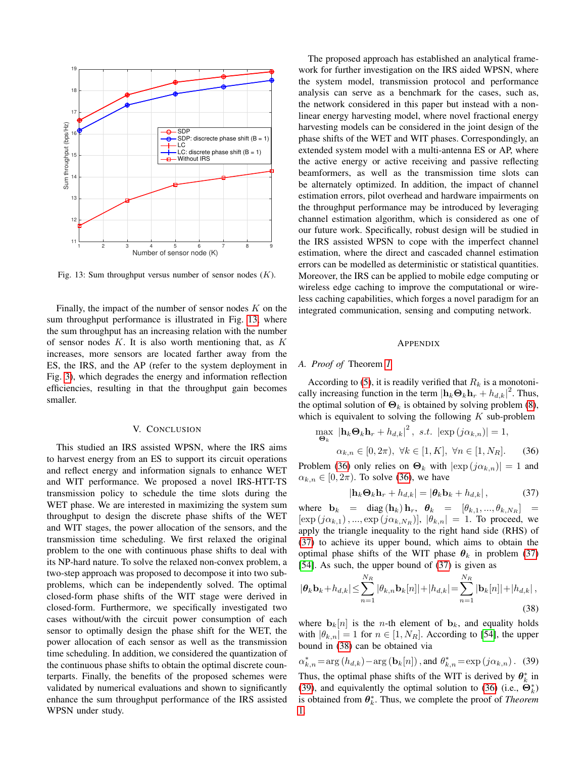Fig. 13: Sum throughput versus number of sensor nodes ($K$).

Finally, the impact of the number of sensor nodes $K$ on the sum throughput performance is illustrated in Fig. 13, where the sum throughput has an increasing relation with the number of sensor nodes $K$. It is also worth mentioning that, as $K$ increases, more sensors are located farther away from the ES, the IRS, and the AP (refer to the system deployment in Fig. 3), which degrades the energy and information reflection efficiencies, resulting in that the throughput gain becomes smaller.

## V. Conclusion

This studied an IRS assisted WPSN, where the IRS aims to harvest energy from an ES to support its circuit operations and reflect energy and information signals to enhance WET and WIT performance. We proposed a novel IRS-HTT-TS transmission policy to schedule the time slots during the WET phase. We are interested in maximizing the system sum throughput to design the discrete phase shifts of the WET and WIT stages, the power allocation of the sensors, and the transmission time scheduling. We first relaxed the original problem to the one with continuous phase shifts to deal with its NP-hard nature. To solve the relaxed non-convex problem, a two-step approach was proposed to decompose it into two sub-problems, which can be independently solved. The optimal closed-form phase shifts of the WIT stage were derived in closed-form. Furthermore, we specifically investigated two cases without/with the circuit power consumption of each sensor to optimally design the phase shift for the WET, the power allocation of each sensor as well as the transmission time scheduling. In addition, we considered the quantization of the continuous phase shifts to obtain the optimal discrete counterparts. Finally, the benefits of the proposed schemes were validated by numerical evaluations and shown to significantly enhance the sum throughput performance of the IRS assisted WPSN under study.

The proposed approach has established an analytical framework for further investigation on the IRS aided WPSN, where the system model, transmission protocol and performance analysis can serve as a benchmark for the cases, such as, the network considered in this paper but instead with a non-linear energy harvesting model, where novel fractional energy harvesting models can be considered in the joint design of the phase shifts of the WET and WIT phases. Correspondingly, an extended system model with a multi-antenna ES or AP, where the active energy or active receiving and passive reflecting beamformers, as well as the transmission time slots can be alternately optimized. In addition, the impact of channel estimation errors, pilot overhead and hardware impairments on the throughput performance may be introduced by leveraging channel estimation algorithm, which is considered as one of our future work. Specifically, robust design will be studied in the IRS assisted WPSN to cope with the imperfect channel estimation, where the direct and cascaded channel estimation errors can be modelled as deterministic or statistical quantities. Moreover, the IRS can be applied to mobile edge computing or wireless edge caching to improve the computational or wireless caching capabilities, which forges a novel paradigm for an integrated communication, sensing and computing network.

## Appendix

### A. *Proof of* Theorem 1

According to (5), it is readily verified that $R_k$ is a monotonically increasing function in the term $|\mathbf{h}_k\boldsymbol{\Theta}_k\mathbf{h}_r + h_{d,k}|^2$. Thus, the optimal solution of $\boldsymbol{\Theta}_k$ is obtained by solving problem (8), which is equivalent to solving the following $K$ sub-problem

$$\max_{\boldsymbol{\Theta}_k} \ |\mathbf{h}_k\boldsymbol{\Theta}_k\mathbf{h}_r + h_{d,k}|^2, \ s.t. \ |\exp(j\alpha_{k,n})| = 1, \\ \alpha_{k,n} \in [0, 2\pi), \ \forall k \in [1, K], \ \forall n \in [1, N_R]. \quad (36)$$

Problem (36) only relies on $\boldsymbol{\Theta}_k$ with $|\exp(j\alpha_{k,n})| = 1$ and $\alpha_{k,n} \in [0, 2\pi)$. To solve (36), we have

$$|\mathbf{h}_k\boldsymbol{\Theta}_k\mathbf{h}_r + h_{d,k}| = |\boldsymbol{\theta}_k\mathbf{b}_k + h_{d,k}|, \quad (37)$$

where $\mathbf{b}_k = \mathrm{diag}(\mathbf{h}_k)\mathbf{h}_r$, $\boldsymbol{\theta}_k = [\theta_{k,1}, ..., \theta_{k,N_R}] = [\exp(j\alpha_{k,1}), ..., \exp(j\alpha_{k,N_R})]$, $|\theta_{k,n}| = 1$. To proceed, we apply the triangle inequality to the right hand side (RHS) of (37) to achieve its upper bound, which aims to obtain the optimal phase shifts of the WIT phase $\boldsymbol{\theta}_k$ in problem (37) [54]. As such, the upper bound of (37) is given as

$$|\boldsymbol{\theta}_k\mathbf{b}_k + h_{d,k}| \leq \sum_{n=1}^{N_R} |\theta_{k,n}\mathbf{b}_k[n]| + |h_{d,k}| = \sum_{n=1}^{N_R} |\mathbf{b}_k[n]| + |h_{d,k}|, \quad (38)$$

where $\mathbf{b}_k[n]$ is the $n$-th element of $\mathbf{b}_k$, and equality holds with $|\theta_{k,n}| = 1$ for $n \in [1, N_R]$. According to [54], the upper bound in (38) can be obtained via

$$\alpha^*_{k,n} = \arg(h_{d,k}) - \arg(\mathbf{b}_k[n]), \text{ and } \theta^*_{k,n} = \exp(j\alpha_{k,n}). \quad (39)$$

Thus, the optimal phase shifts of the WIT is derived by $\boldsymbol{\theta}^*_k$ in (39), and equivalently the optimal solution to (36) (i.e., $\boldsymbol{\Theta}^*_k$) is obtained from $\boldsymbol{\theta}^*_k$. Thus, we complete the proof of *Theorem* 1.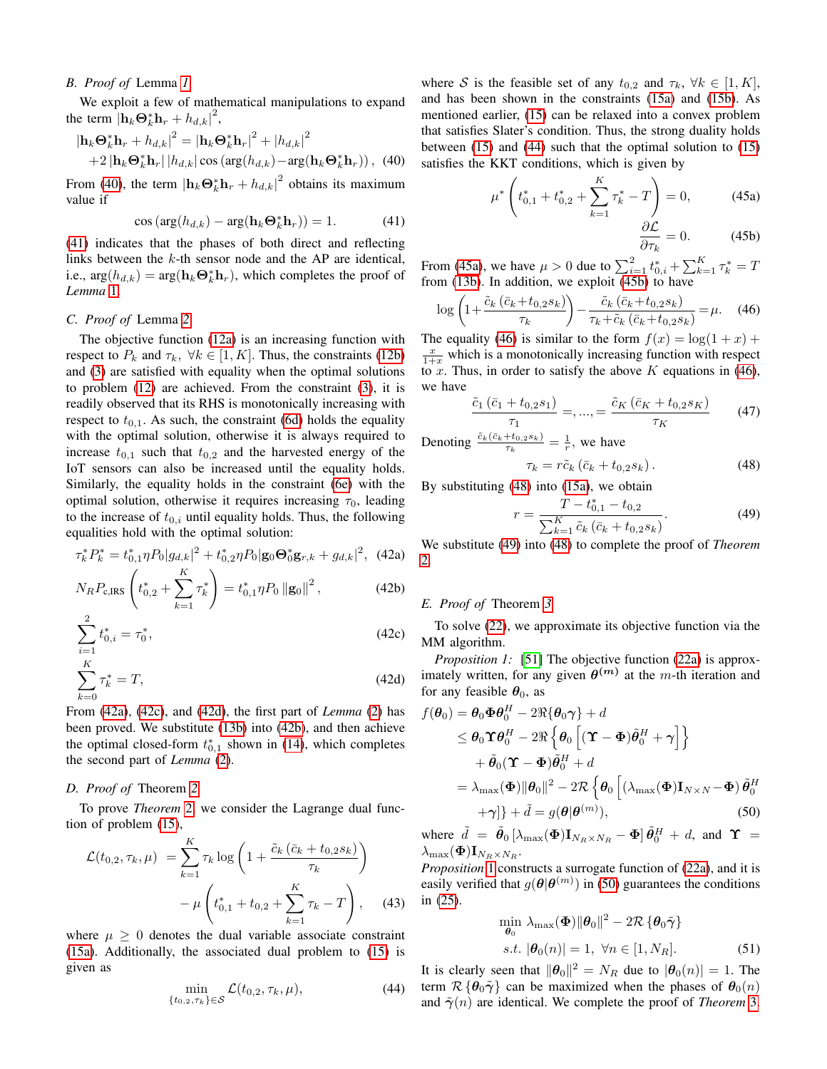### B. *Proof of* Lemma 1

We exploit a few of mathematical manipulations to expand the term $|\mathbf{h}_k \boldsymbol{\Theta}_k^* \mathbf{h}_r + h_{d,k}|^2$,

$$|\mathbf{h}_k \boldsymbol{\Theta}_k^* \mathbf{h}_r + h_{d,k}|^2 = |\mathbf{h}_k \boldsymbol{\Theta}_k^* \mathbf{h}_r|^2 + |h_{d,k}|^2 + 2 |\mathbf{h}_k \boldsymbol{\Theta}_k^* \mathbf{h}_r| |h_{d,k}| \cos\left(\arg(h_{d,k}) - \arg(\mathbf{h}_k \boldsymbol{\Theta}_k^* \mathbf{h}_r)\right), \quad (40)$$

From (40), the term $|\mathbf{h}_k \boldsymbol{\Theta}_k^* \mathbf{h}_r + h_{d,k}|^2$ obtains its maximum value if

$$\cos\left(\arg(h_{d,k}) - \arg(\mathbf{h}_k \boldsymbol{\Theta}_k^* \mathbf{h}_r)\right) = 1. \quad (41)$$

(41) indicates that the phases of both direct and reflecting links between the $k$-th sensor node and the AP are identical, i.e., $\arg(h_{d,k}) = \arg(\mathbf{h}_k \boldsymbol{\Theta}_k^* \mathbf{h}_r)$, which completes the proof of *Lemma* 1.

### C. *Proof of* Lemma 2

The objective function (12a) is an increasing function with respect to $P_k$ and $\tau_k$, $\forall k \in [1, K]$. Thus, the constraints (12b) and (3) are satisfied with equality when the optimal solutions to problem (12) are achieved. From the constraint (3), it is readily observed that its RHS is monotonically increasing with respect to $t_{0,1}$. As such, the constraint (6d) holds the equality with the optimal solution, otherwise it is always required to increase $t_{0,1}$ such that $t_{0,2}$ and the harvested energy of the IoT sensors can also be increased until the equality holds. Similarly, the equality holds in the constraint (6e) with the optimal solution, otherwise it requires increasing $\tau_0$, leading to the increase of $t_{0,i}$ until equality holds. Thus, the following equalities hold with the optimal solution:

$$\tau_k^* P_k^* = t_{0,1}^* \eta P_0 |g_{d,k}|^2 + t_{0,2}^* \eta P_0 |\mathbf{g}_0 \boldsymbol{\Theta}_0^* \mathbf{g}_{r,k} + g_{d,k}|^2, \quad (42a)$$

$$N_R P_{\text{c,IRS}} \left( t_{0,2}^* + \sum_{k=1}^{K} \tau_k^* \right) = t_{0,1}^* \eta P_0 \left\| \mathbf{g}_0 \right\|^2, \quad (42b)$$

$$\sum_{i=1}^{2} t_{0,i}^* = \tau_0^*, \quad (42c)$$

$$\sum_{k=0}^{K} \tau_k^* = T, \quad (42d)$$

From (42a), (42c), and (42d), the first part of *Lemma* (2) has been proved. We substitute (13b) into (42b), and then achieve the optimal closed-form $t_{0,1}^*$ shown in (14), which completes the second part of *Lemma* (2).

### D. *Proof of* Theorem 2

To prove *Theorem* 2, we consider the Lagrange dual function of problem (15),

$$\mathcal{L}(t_{0,2}, \tau_k, \mu) = \sum_{k=1}^{K} \tau_k \log\left(1 + \frac{\tilde{c}_k \left(\bar{c}_k + t_{0,2} s_k\right)}{\tau_k}\right) - \mu \left( t_{0,1}^* + t_{0,2} + \sum_{k=1}^{K} \tau_k - T \right), \quad (43)$$

where $\mu \geq 0$ denotes the dual variable associate constraint (15a). Additionally, the associated dual problem to (15) is given as

$$\min_{\{t_{0,2}, \tau_k\} \in \mathcal{S}} \mathcal{L}(t_{0,2}, \tau_k, \mu), \quad (44)$$

where $\mathcal{S}$ is the feasible set of any $t_{0,2}$ and $\tau_k$, $\forall k \in [1, K]$, and has been shown in the constraints (15a) and (15b). As mentioned earlier, (15) can be relaxed into a convex problem that satisfies Slater's condition. Thus, the strong duality holds between (15) and (44) such that the optimal solution to (15) satisfies the KKT conditions, which is given by

$$\mu^* \left( t_{0,1}^* + t_{0,2}^* + \sum_{k=1}^{K} \tau_k^* - T \right) = 0, \quad (45a)$$

$$\frac{\partial \mathcal{L}}{\partial \tau_k} = 0. \quad (45b)$$

From (45a), we have $\mu > 0$ due to $\sum_{i=1}^{2} t_{0,i}^* + \sum_{k=1}^{K} \tau_k^* = T$ from (13b). In addition, we exploit (45b) to have

$$\log\left(1 + \frac{\tilde{c}_k \left(\bar{c}_k + t_{0,2} s_k\right)}{\tau_k}\right) - \frac{\tilde{c}_k \left(\bar{c}_k + t_{0,2} s_k\right)}{\tau_k + \tilde{c}_k \left(\bar{c}_k + t_{0,2} s_k\right)} = \mu. \quad (46)$$

The equality (46) is similar to the form $f(x) = \log(1+x) + \frac{x}{1+x}$ which is a monotonically increasing function with respect to $x$. Thus, in order to satisfy the above $K$ equations in (46), we have

$$\frac{\tilde{c}_1 \left(\bar{c}_1 + t_{0,2} s_1\right)}{\tau_1} =, ..., = \frac{\tilde{c}_K \left(\bar{c}_K + t_{0,2} s_K\right)}{\tau_K} \quad (47)$$

Denoting $\frac{\tilde{c}_k (\bar{c}_k + t_{0,2} s_k)}{\tau_k} = \frac{1}{r}$, we have

$$\tau_k = r \tilde{c}_k \left(\bar{c}_k + t_{0,2} s_k\right). \quad (48)$$

By substituting (48) into (15a), we obtain

$$r = \frac{T - t_{0,1}^* - t_{0,2}}{\sum_{k=1}^{K} \tilde{c}_k \left(\bar{c}_k + t_{0,2} s_k\right)}. \quad (49)$$

We substitute (49) into (48) to complete the proof of *Theorem* 2.

### E. *Proof of* Theorem 3

To solve (22), we approximate its objective function via the MM algorithm.

*Proposition 1:* [51] The objective function (22a) is approximately written, for any given $\boldsymbol{\theta}^{(m)}$ at the $m$-th iteration and for any feasible $\boldsymbol{\theta}_0$, as

$$\begin{aligned}
f(\boldsymbol{\theta}_0) &= \boldsymbol{\theta}_0 \boldsymbol{\Phi} \boldsymbol{\theta}_0^H - 2\Re\{\boldsymbol{\theta}_0 \boldsymbol{\gamma}\} + d \\
&\leq \boldsymbol{\theta}_0 \boldsymbol{\Upsilon} \boldsymbol{\theta}_0^H - 2\Re\left\{\boldsymbol{\theta}_0 \left[(\boldsymbol{\Upsilon} - \boldsymbol{\Phi})\tilde{\boldsymbol{\theta}}_0^H + \boldsymbol{\gamma}\right]\right\} \\
&\quad + \tilde{\boldsymbol{\theta}}_0 (\boldsymbol{\Upsilon} - \boldsymbol{\Phi}) \tilde{\boldsymbol{\theta}}_0^H + d \\
&= \lambda_{\max}(\boldsymbol{\Phi}) \|\boldsymbol{\theta}_0\|^2 - 2\mathcal{R}\left\{\boldsymbol{\theta}_0 \left[\left(\lambda_{\max}(\boldsymbol{\Phi}) \mathbf{I}_{N \times N} - \boldsymbol{\Phi}\right) \tilde{\boldsymbol{\theta}}_0^H \right.\right. \\
&\quad \left.\left. + \boldsymbol{\gamma}\right]\right\} + \tilde{d} = g(\boldsymbol{\theta}|\boldsymbol{\theta}^{(m)}),
\end{aligned} \quad (50)$$

where $\tilde{d} = \tilde{\boldsymbol{\theta}}_0 \left[\lambda_{\max}(\boldsymbol{\Phi}) \mathbf{I}_{N_R \times N_R} - \boldsymbol{\Phi}\right] \tilde{\boldsymbol{\theta}}_0^H + d$, and $\boldsymbol{\Upsilon} = \lambda_{\max}(\boldsymbol{\Phi}) \mathbf{I}_{N_R \times N_R}$.

*Proposition* 1 constructs a surrogate function of (22a), and it is easily verified that $g(\boldsymbol{\theta}|\boldsymbol{\theta}^{(m)})$ in (50) guarantees the conditions in (25).

$$\begin{aligned}
\min_{\boldsymbol{\theta}_0} \ & \lambda_{\max}(\boldsymbol{\Phi}) \|\boldsymbol{\theta}_0\|^2 - 2\mathcal{R}\left\{\boldsymbol{\theta}_0 \tilde{\boldsymbol{\gamma}}\right\} \\
s.t. \ & |\boldsymbol{\theta}_0(n)| = 1, \ \forall n \in [1, N_R].
\end{aligned} \quad (51)$$

It is clearly seen that $\|\boldsymbol{\theta}_0\|^2 = N_R$ due to $|\boldsymbol{\theta}_0(n)| = 1$. The term $\mathcal{R}\{\boldsymbol{\theta}_0 \tilde{\boldsymbol{\gamma}}\}$ can be maximized when the phases of $\boldsymbol{\theta}_0(n)$ and $\tilde{\boldsymbol{\gamma}}(n)$ are identical. We complete the proof of *Theorem* 3.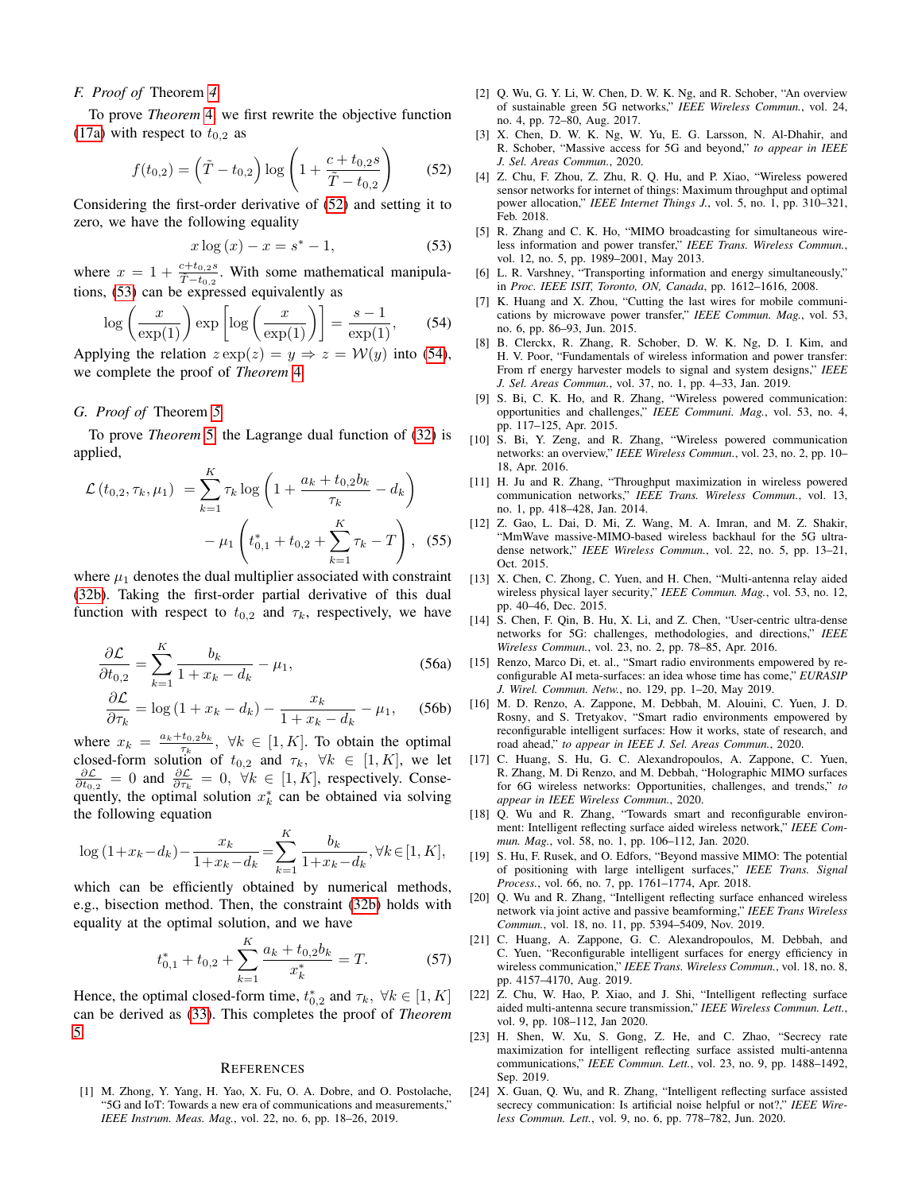### F. Proof of Theorem 4

To prove *Theorem* 4, we first rewrite the objective function (17a) with respect to $t_{0,2}$ as

$$f(t_{0,2}) = \left(\tilde{T} - t_{0,2}\right) \log\left(1 + \frac{c + t_{0,2}s}{\tilde{T} - t_{0,2}}\right) \quad (52)$$

Considering the first-order derivative of (52) and setting it to zero, we have the following equality

$$x \log(x) - x = s^* - 1, \quad (53)$$

where $x = 1 + \frac{c+t_{0,2}s}{\tilde{T}-t_{0,2}}$. With some mathematical manipulations, (53) can be expressed equivalently as

$$\log\left(\frac{x}{\exp(1)}\right) \exp\left[\log\left(\frac{x}{\exp(1)}\right)\right] = \frac{s-1}{\exp(1)}, \quad (54)$$

Applying the relation $z\exp(z) = y \Rightarrow z = \mathcal{W}(y)$ into (54), we complete the proof of *Theorem* 4.

### G. Proof of Theorem 5

To prove *Theorem* 5, the Lagrange dual function of (32) is applied,

$$\begin{aligned}\mathcal{L}\left(t_{0,2}, \tau_k, \mu_1\right) &= \sum_{k=1}^{K} \tau_k \log\left(1 + \frac{a_k + t_{0,2}b_k}{\tau_k} - d_k\right) \\ &\quad - \mu_1\left(t_{0,1}^* + t_{0,2} + \sum_{k=1}^{K}\tau_k - T\right), \quad (55)\end{aligned}$$

where $\mu_1$ denotes the dual multiplier associated with constraint (32b). Taking the first-order partial derivative of this dual function with respect to $t_{0,2}$ and $\tau_k$, respectively, we have

$$\frac{\partial \mathcal{L}}{\partial t_{0,2}} = \sum_{k=1}^{K} \frac{b_k}{1 + x_k - d_k} - \mu_1, \quad (56a)$$

$$\frac{\partial \mathcal{L}}{\partial \tau_k} = \log\left(1 + x_k - d_k\right) - \frac{x_k}{1 + x_k - d_k} - \mu_1, \quad (56b)$$

where $x_k = \frac{a_k + t_{0,2}b_k}{\tau_k}$, $\forall k \in [1, K]$. To obtain the optimal closed-form solution of $t_{0,2}$ and $\tau_k$, $\forall k \in [1, K]$, we let $\frac{\partial \mathcal{L}}{\partial t_{0,2}} = 0$ and $\frac{\partial \mathcal{L}}{\partial \tau_k} = 0$, $\forall k \in [1, K]$, respectively. Consequently, the optimal solution $x_k^*$ can be obtained via solving the following equation

$$\log(1+x_k-d_k) - \frac{x_k}{1+x_k-d_k} = \sum_{k=1}^{K} \frac{b_k}{1+x_k-d_k}, \forall k \in [1, K],$$

which can be efficiently obtained by numerical methods, e.g., bisection method. Then, the constraint (32b) holds with equality at the optimal solution, and we have

$$t_{0,1}^* + t_{0,2} + \sum_{k=1}^{K} \frac{a_k + t_{0,2}b_k}{x_k^*} = T. \quad (57)$$

Hence, the optimal closed-form time, $t_{0,2}^*$ and $\tau_k$, $\forall k \in [1, K]$ can be derived as (33). This completes the proof of *Theorem* 5.

## References

[1] M. Zhong, Y. Yang, H. Yao, X. Fu, O. A. Dobre, and O. Postolache, "5G and IoT: Towards a new era of communications and measurements," *IEEE Instrum. Meas. Mag.*, vol. 22, no. 6, pp. 18–26, 2019.

[2] Q. Wu, G. Y. Li, W. Chen, D. W. K. Ng, and R. Schober, "An overview of sustainable green 5G networks," *IEEE Wireless Commun.*, vol. 24, no. 4, pp. 72–80, Aug. 2017.

[3] X. Chen, D. W. K. Ng, W. Yu, E. G. Larsson, N. Al-Dhahir, and R. Schober, "Massive access for 5G and beyond," *to appear in IEEE J. Sel. Areas Commun.*, 2020.

[4] Z. Chu, F. Zhou, Z. Zhu, R. Q. Hu, and P. Xiao, "Wireless powered sensor networks for internet of things: Maximum throughput and optimal power allocation," *IEEE Internet Things J.*, vol. 5, no. 1, pp. 310–321, Feb. 2018.

[5] R. Zhang and C. K. Ho, "MIMO broadcasting for simultaneous wireless information and power transfer," *IEEE Trans. Wireless Commun.*, vol. 12, no. 5, pp. 1989–2001, May 2013.

[6] L. R. Varshney, "Transporting information and energy simultaneously," in *Proc. IEEE ISIT, Toronto, ON, Canada*, pp. 1612–1616, 2008.

[7] K. Huang and X. Zhou, "Cutting the last wires for mobile communications by microwave power transfer," *IEEE Commun. Mag.*, vol. 53, no. 6, pp. 86–93, Jun. 2015.

[8] B. Clerckx, R. Zhang, R. Schober, D. W. K. Ng, D. I. Kim, and H. V. Poor, "Fundamentals of wireless information and power transfer: From rf energy harvester models to signal and system designs," *IEEE J. Sel. Areas Commun.*, vol. 37, no. 1, pp. 4–33, Jan. 2019.

[9] S. Bi, C. K. Ho, and R. Zhang, "Wireless powered communication: opportunities and challenges," *IEEE Communi. Mag.*, vol. 53, no. 4, pp. 117–125, Apr. 2015.

[10] S. Bi, Y. Zeng, and R. Zhang, "Wireless powered communication networks: an overview," *IEEE Wireless Commun.*, vol. 23, no. 2, pp. 10–18, Apr. 2016.

[11] H. Ju and R. Zhang, "Throughput maximization in wireless powered communication networks," *IEEE Trans. Wireless Commun.*, vol. 13, no. 1, pp. 418–428, Jan. 2014.

[12] Z. Gao, L. Dai, D. Mi, Z. Wang, M. A. Imran, and M. Z. Shakir, "MmWave massive-MIMO-based wireless backhaul for the 5G ultra-dense network," *IEEE Wireless Commun.*, vol. 22, no. 5, pp. 13–21, Oct. 2015.

[13] X. Chen, C. Zhong, C. Yuen, and H. Chen, "Multi-antenna relay aided wireless physical layer security," *IEEE Commun. Mag.*, vol. 53, no. 12, pp. 40–46, Dec. 2015.

[14] S. Chen, F. Qin, B. Hu, X. Li, and Z. Chen, "User-centric ultra-dense networks for 5G: challenges, methodologies, and directions," *IEEE Wireless Commun.*, vol. 23, no. 2, pp. 78–85, Apr. 2016.

[15] Renzo, Marco Di, et. al., "Smart radio environments empowered by reconfigurable AI meta-surfaces: an idea whose time has come," *EURASIP J. Wirel. Commun. Netw.*, no. 129, pp. 1–20, May 2019.

[16] M. D. Renzo, A. Zappone, M. Debbah, M. Alouini, C. Yuen, J. D. Rosny, and S. Tretyakov, "Smart radio environments empowered by reconfigurable intelligent surfaces: How it works, state of research, and road ahead," *to appear in IEEE J. Sel. Areas Commun.*, 2020.

[17] C. Huang, S. Hu, G. C. Alexandropoulos, A. Zappone, C. Yuen, R. Zhang, M. Di Renzo, and M. Debbah, "Holographic MIMO surfaces for 6G wireless networks: Opportunities, challenges, and trends," *to appear in IEEE Wireless Commun.*, 2020.

[18] Q. Wu and R. Zhang, "Towards smart and reconfigurable environment: Intelligent reflecting surface aided wireless network," *IEEE Commun. Mag.*, vol. 58, no. 1, pp. 106–112, Jan. 2020.

[19] S. Hu, F. Rusek, and O. Edfors, "Beyond massive MIMO: The potential of positioning with large intelligent surfaces," *IEEE Trans. Signal Process.*, vol. 66, no. 7, pp. 1761–1774, Apr. 2018.

[20] Q. Wu and R. Zhang, "Intelligent reflecting surface enhanced wireless network via joint active and passive beamforming," *IEEE Trans Wireless Commun.*, vol. 18, no. 11, pp. 5394–5409, Nov. 2019.

[21] C. Huang, A. Zappone, G. C. Alexandropoulos, M. Debbah, and C. Yuen, "Reconfigurable intelligent surfaces for energy efficiency in wireless communication," *IEEE Trans. Wireless Commun.*, vol. 18, no. 8, pp. 4157–4170, Aug. 2019.

[22] Z. Chu, W. Hao, P. Xiao, and J. Shi, "Intelligent reflecting surface aided multi-antenna secure transmission," *IEEE Wireless Commun. Lett.*, vol. 9, pp. 108–112, Jan 2020.

[23] H. Shen, W. Xu, S. Gong, Z. He, and C. Zhao, "Secrecy rate maximization for intelligent reflecting surface assisted multi-antenna communications," *IEEE Commun. Lett.*, vol. 23, no. 9, pp. 1488–1492, Sep. 2019.

[24] X. Guan, Q. Wu, and R. Zhang, "Intelligent reflecting surface assisted secrecy communication: Is artificial noise helpful or not?," *IEEE Wireless Commun. Lett.*, vol. 9, no. 6, pp. 778–782, Jun. 2020.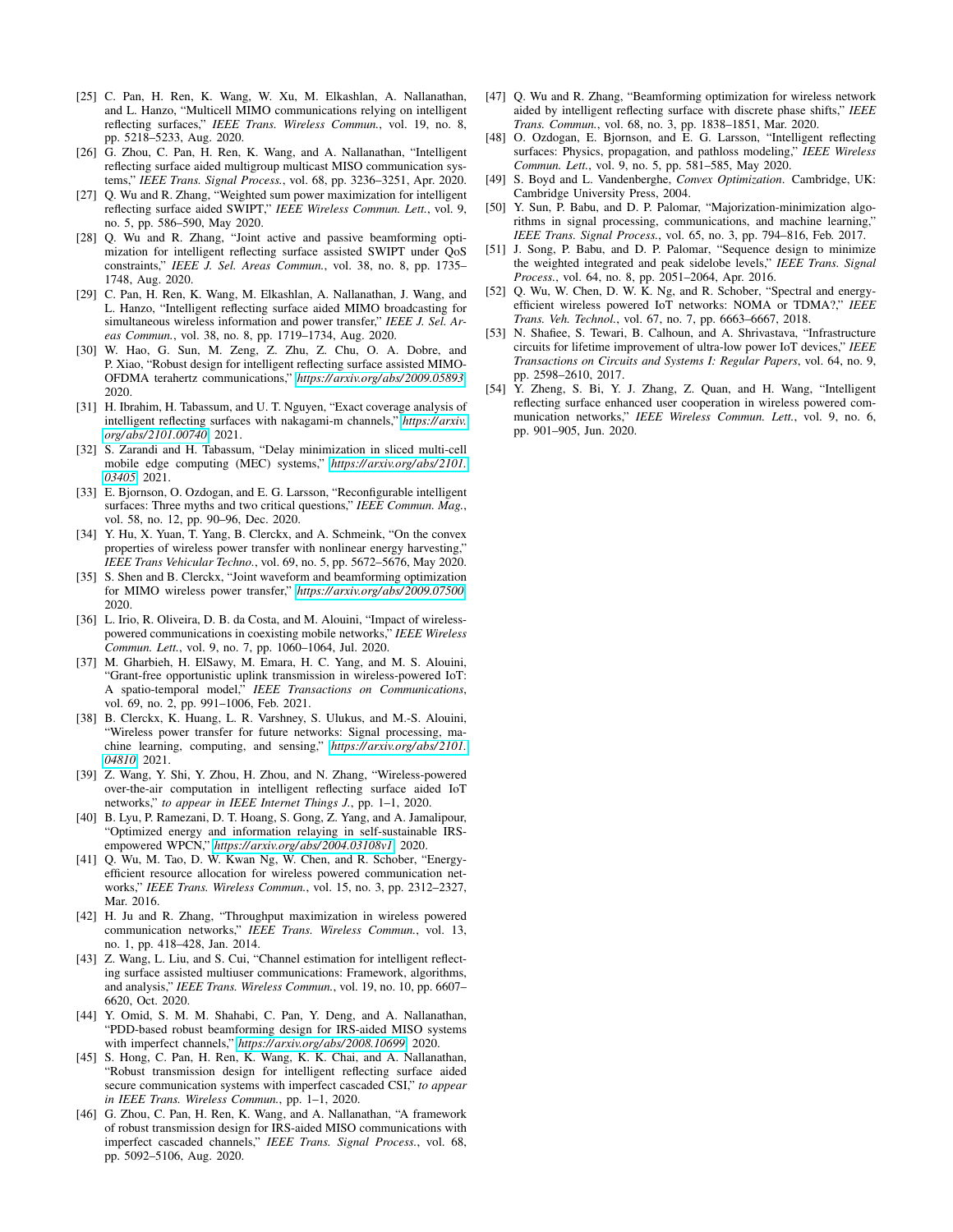[25] C. Pan, H. Ren, K. Wang, W. Xu, M. Elkashlan, A. Nallanathan, and L. Hanzo, "Multicell MIMO communications relying on intelligent reflecting surfaces," *IEEE Trans. Wireless Commun.*, vol. 19, no. 8, pp. 5218–5233, Aug. 2020.

[26] G. Zhou, C. Pan, H. Ren, K. Wang, and A. Nallanathan, "Intelligent reflecting surface aided multigroup multicast MISO communication systems," *IEEE Trans. Signal Process.*, vol. 68, pp. 3236–3251, Apr. 2020.

[27] Q. Wu and R. Zhang, "Weighted sum power maximization for intelligent reflecting surface aided SWIPT," *IEEE Wireless Commun. Lett.*, vol. 9, no. 5, pp. 586–590, May 2020.

[28] Q. Wu and R. Zhang, "Joint active and passive beamforming optimization for intelligent reflecting surface assisted SWIPT under QoS constraints," *IEEE J. Sel. Areas Commun.*, vol. 38, no. 8, pp. 1735–1748, Aug. 2020.

[29] C. Pan, H. Ren, K. Wang, M. Elkashlan, A. Nallanathan, J. Wang, and L. Hanzo, "Intelligent reflecting surface aided MIMO broadcasting for simultaneous wireless information and power transfer," *IEEE J. Sel. Areas Commun.*, vol. 38, no. 8, pp. 1719–1734, Aug. 2020.

[30] W. Hao, G. Sun, M. Zeng, Z. Zhu, Z. Chu, O. A. Dobre, and P. Xiao, "Robust design for intelligent reflecting surface assisted MIMO-OFDMA terahertz communications," *https://arxiv.org/abs/2009.05893*, 2020.

[31] H. Ibrahim, H. Tabassum, and U. T. Nguyen, "Exact coverage analysis of intelligent reflecting surfaces with nakagami-m channels," *https://arxiv.org/abs/2101.00740*, 2021.

[32] S. Zarandi and H. Tabassum, "Delay minimization in sliced multi-cell mobile edge computing (MEC) systems," *https://arxiv.org/abs/2101.03405*, 2021.

[33] E. Bjornson, O. Ozdogan, and E. G. Larsson, "Reconfigurable intelligent surfaces: Three myths and two critical questions," *IEEE Commun. Mag.*, vol. 58, no. 12, pp. 90–96, Dec. 2020.

[34] Y. Hu, X. Yuan, T. Yang, B. Clerckx, and A. Schmeink, "On the convex properties of wireless power transfer with nonlinear energy harvesting," *IEEE Trans Vehicular Techno.*, vol. 69, no. 5, pp. 5672–5676, May 2020.

[35] S. Shen and B. Clerckx, "Joint waveform and beamforming optimization for MIMO wireless power transfer," *https://arxiv.org/abs/2009.07500*, 2020.

[36] L. Irio, R. Oliveira, D. B. da Costa, and M. Alouini, "Impact of wireless-powered communications in coexisting mobile networks," *IEEE Wireless Commun. Lett.*, vol. 9, no. 7, pp. 1060–1064, Jul. 2020.

[37] M. Gharbieh, H. ElSawy, M. Emara, H. C. Yang, and M. S. Alouini, "Grant-free opportunistic uplink transmission in wireless-powered IoT: A spatio-temporal model," *IEEE Transactions on Communications*, vol. 69, no. 2, pp. 991–1006, Feb. 2021.

[38] B. Clerckx, K. Huang, L. R. Varshney, S. Ulukus, and M.-S. Alouini, "Wireless power transfer for future networks: Signal processing, machine learning, computing, and sensing," *https://arxiv.org/abs/2101.04810*, 2021.

[39] Z. Wang, Y. Shi, Y. Zhou, H. Zhou, and N. Zhang, "Wireless-powered over-the-air computation in intelligent reflecting surface aided IoT networks," *to appear in IEEE Internet Things J.*, pp. 1–1, 2020.

[40] B. Lyu, P. Ramezani, D. T. Hoang, S. Gong, Z. Yang, and A. Jamalipour, "Optimized energy and information relaying in self-sustainable IRS-empowered WPCN," *https://arxiv.org/abs/2004.03108v1*, 2020.

[41] Q. Wu, M. Tao, D. W. Kwan Ng, W. Chen, and R. Schober, "Energy-efficient resource allocation for wireless powered communication networks," *IEEE Trans. Wireless Commun.*, vol. 15, no. 3, pp. 2312–2327, Mar. 2016.

[42] H. Ju and R. Zhang, "Throughput maximization in wireless powered communication networks," *IEEE Trans. Wireless Commun.*, vol. 13, no. 1, pp. 418–428, Jan. 2014.

[43] Z. Wang, L. Liu, and S. Cui, "Channel estimation for intelligent reflecting surface assisted multiuser communications: Framework, algorithms, and analysis," *IEEE Trans. Wireless Commun.*, vol. 19, no. 10, pp. 6607–6620, Oct. 2020.

[44] Y. Omid, S. M. M. Shahabi, C. Pan, Y. Deng, and A. Nallanathan, "PDD-based robust beamforming design for IRS-aided MISO systems with imperfect channels," *https://arxiv.org/abs/2008.10699*, 2020.

[45] S. Hong, C. Pan, H. Ren, K. Wang, K. K. Chai, and A. Nallanathan, "Robust transmission design for intelligent reflecting surface aided secure communication systems with imperfect cascaded CSI," *to appear in IEEE Trans. Wireless Commun.*, pp. 1–1, 2020.

[46] G. Zhou, C. Pan, H. Ren, K. Wang, and A. Nallanathan, "A framework of robust transmission design for IRS-aided MISO communications with imperfect cascaded channels," *IEEE Trans. Signal Process.*, vol. 68, pp. 5092–5106, Aug. 2020.

[47] Q. Wu and R. Zhang, "Beamforming optimization for wireless network aided by intelligent reflecting surface with discrete phase shifts," *IEEE Trans. Commun.*, vol. 68, no. 3, pp. 1838–1851, Mar. 2020.

[48] O. Ozdogan, E. Bjornson, and E. G. Larsson, "Intelligent reflecting surfaces: Physics, propagation, and pathloss modeling," *IEEE Wireless Commun. Lett.*, vol. 9, no. 5, pp. 581–585, May 2020.

[49] S. Boyd and L. Vandenberghe, *Convex Optimization*. Cambridge, UK: Cambridge University Press, 2004.

[50] Y. Sun, P. Babu, and D. P. Palomar, "Majorization-minimization algorithms in signal processing, communications, and machine learning," *IEEE Trans. Signal Process.*, vol. 65, no. 3, pp. 794–816, Feb. 2017.

[51] J. Song, P. Babu, and D. P. Palomar, "Sequence design to minimize the weighted integrated and peak sidelobe levels," *IEEE Trans. Signal Process.*, vol. 64, no. 8, pp. 2051–2064, Apr. 2016.

[52] Q. Wu, W. Chen, D. W. K. Ng, and R. Schober, "Spectral and energy-efficient wireless powered IoT networks: NOMA or TDMA?," *IEEE Trans. Veh. Technol.*, vol. 67, no. 7, pp. 6663–6667, 2018.

[53] N. Shafiee, S. Tewari, B. Calhoun, and A. Shrivastava, "Infrastructure circuits for lifetime improvement of ultra-low power IoT devices," *IEEE Transactions on Circuits and Systems I: Regular Papers*, vol. 64, no. 9, pp. 2598–2610, 2017.

[54] Y. Zheng, S. Bi, Y. J. Zhang, Z. Quan, and H. Wang, "Intelligent reflecting surface enhanced user cooperation in wireless powered communication networks," *IEEE Wireless Commun. Lett.*, vol. 9, no. 6, pp. 901–905, Jun. 2020.